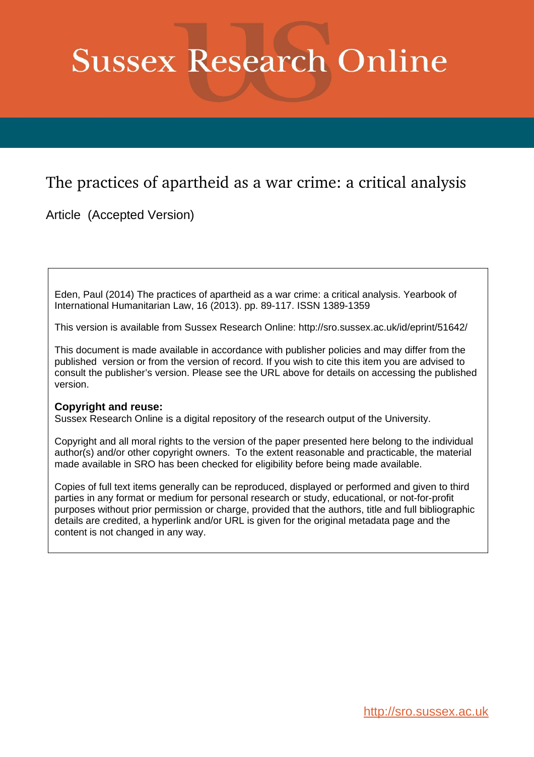# Sussex Research Online

## The practices of apartheid as a war crime: a critical analysis

Article (Accepted Version)

Eden, Paul (2014) The practices of apartheid as a war crime: a critical analysis. Yearbook of International Humanitarian Law, 16 (2013). pp. 89-117. ISSN 1389-1359

This version is available from Sussex Research Online: http://sro.sussex.ac.uk/id/eprint/51642/

This document is made available in accordance with publisher policies and may differ from the published version or from the version of record. If you wish to cite this item you are advised to consult the publisher's version. Please see the URL above for details on accessing the published version.

**Copyright and reuse:**
Sussex Research Online is a digital repository of the research output of the University.

Copyright and all moral rights to the version of the paper presented here belong to the individual author(s) and/or other copyright owners. To the extent reasonable and practicable, the material made available in SRO has been checked for eligibility before being made available.

Copies of full text items generally can be reproduced, displayed or performed and given to third parties in any format or medium for personal research or study, educational, or not-for-profit purposes without prior permission or charge, provided that the authors, title and full bibliographic details are credited, a hyperlink and/or URL is given for the original metadata page and the content is not changed in any way.

http://sro.sussex.ac.uk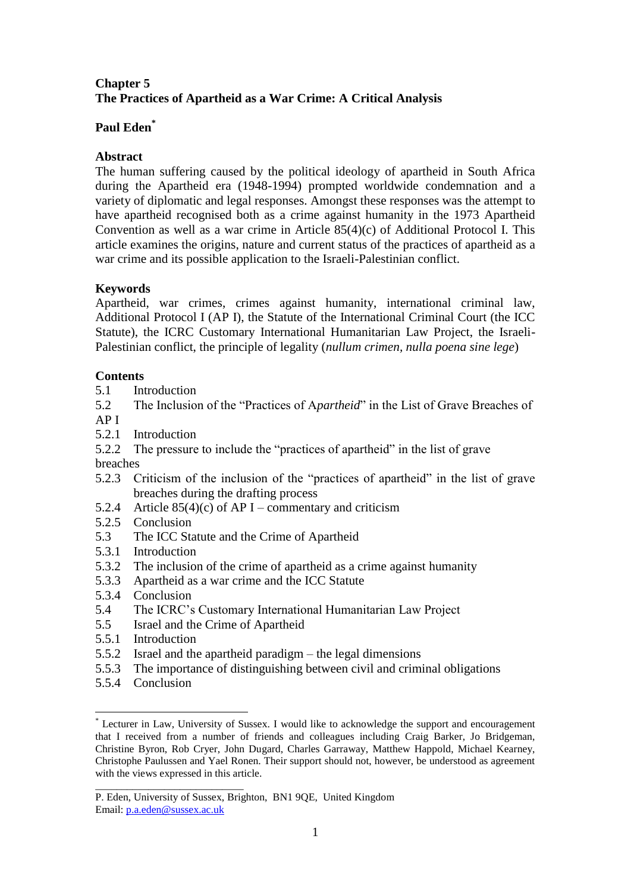# Chapter 5
# The Practices of Apartheid as a War Crime: A Critical Analysis

**Paul Eden**[*]

## Abstract

The human suffering caused by the political ideology of apartheid in South Africa during the Apartheid era (1948-1994) prompted worldwide condemnation and a variety of diplomatic and legal responses. Amongst these responses was the attempt to have apartheid recognised both as a crime against humanity in the 1973 Apartheid Convention as well as a war crime in Article 85(4)(c) of Additional Protocol I. This article examines the origins, nature and current status of the practices of apartheid as a war crime and its possible application to the Israeli-Palestinian conflict.

## Keywords

Apartheid, war crimes, crimes against humanity, international criminal law, Additional Protocol I (AP I), the Statute of the International Criminal Court (the ICC Statute), the ICRC Customary International Humanitarian Law Project, the Israeli-Palestinian conflict, the principle of legality (*nullum crimen, nulla poena sine lege*)

## Contents

- 5.1 Introduction
- 5.2 The Inclusion of the "Practices of A*partheid*" in the List of Grave Breaches of AP I
- 5.2.1 Introduction
- 5.2.2 The pressure to include the "practices of apartheid" in the list of grave breaches
- 5.2.3 Criticism of the inclusion of the "practices of apartheid" in the list of grave breaches during the drafting process
- 5.2.4 Article 85(4)(c) of AP I – commentary and criticism
- 5.2.5 Conclusion
- 5.3 The ICC Statute and the Crime of Apartheid
- 5.3.1 Introduction
- 5.3.2 The inclusion of the crime of apartheid as a crime against humanity
- 5.3.3 Apartheid as a war crime and the ICC Statute
- 5.3.4 Conclusion
- 5.4 The ICRC's Customary International Humanitarian Law Project
- 5.5 Israel and the Crime of Apartheid
- 5.5.1 Introduction
- 5.5.2 Israel and the apartheid paradigm – the legal dimensions
- 5.5.3 The importance of distinguishing between civil and criminal obligations
- 5.5.4 Conclusion

---

[*] Lecturer in Law, University of Sussex. I would like to acknowledge the support and encouragement that I received from a number of friends and colleagues including Craig Barker, Jo Bridgeman, Christine Byron, Rob Cryer, John Dugard, Charles Garraway, Matthew Happold, Michael Kearney, Christophe Paulussen and Yael Ronen. Their support should not, however, be understood as agreement with the views expressed in this article.

P. Eden, University of Sussex, Brighton, BN1 9QE, United Kingdom
Email: p.a.eden@sussex.ac.uk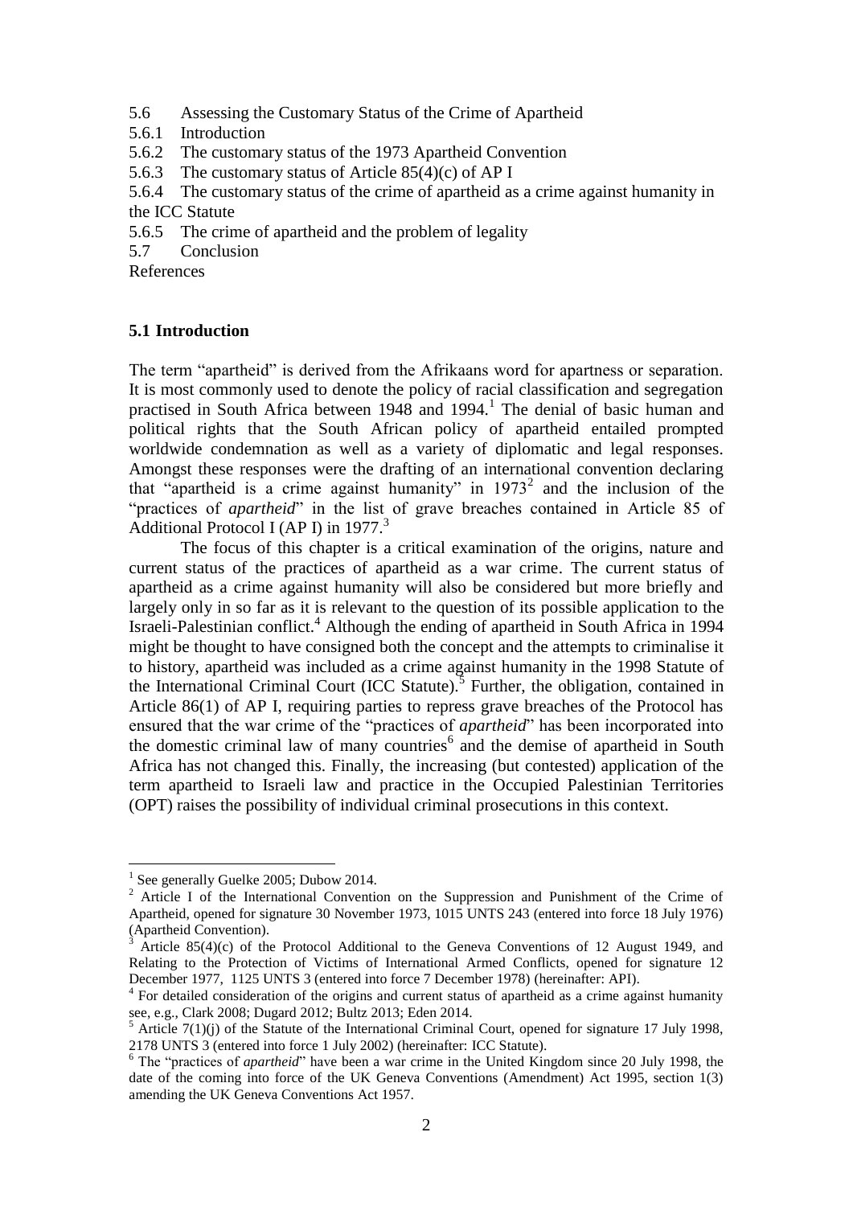5.6 Assessing the Customary Status of the Crime of Apartheid

5.6.1 Introduction

5.6.2 The customary status of the 1973 Apartheid Convention

5.6.3 The customary status of Article 85(4)(c) of AP I

5.6.4 The customary status of the crime of apartheid as a crime against humanity in the ICC Statute

5.6.5 The crime of apartheid and the problem of legality

5.7 Conclusion

References

## 5.1 Introduction

The term "apartheid" is derived from the Afrikaans word for apartness or separation. It is most commonly used to denote the policy of racial classification and segregation practised in South Africa between 1948 and 1994.[1] The denial of basic human and political rights that the South African policy of apartheid entailed prompted worldwide condemnation as well as a variety of diplomatic and legal responses. Amongst these responses were the drafting of an international convention declaring that "apartheid is a crime against humanity" in 1973[2] and the inclusion of the "practices of *apartheid*" in the list of grave breaches contained in Article 85 of Additional Protocol I (AP I) in 1977.[3]

The focus of this chapter is a critical examination of the origins, nature and current status of the practices of apartheid as a war crime. The current status of apartheid as a crime against humanity will also be considered but more briefly and largely only in so far as it is relevant to the question of its possible application to the Israeli-Palestinian conflict.[4] Although the ending of apartheid in South Africa in 1994 might be thought to have consigned both the concept and the attempts to criminalise it to history, apartheid was included as a crime against humanity in the 1998 Statute of the International Criminal Court (ICC Statute).[5] Further, the obligation, contained in Article 86(1) of AP I, requiring parties to repress grave breaches of the Protocol has ensured that the war crime of the "practices of *apartheid*" has been incorporated into the domestic criminal law of many countries[6] and the demise of apartheid in South Africa has not changed this. Finally, the increasing (but contested) application of the term apartheid to Israeli law and practice in the Occupied Palestinian Territories (OPT) raises the possibility of individual criminal prosecutions in this context.

---

[1] See generally Guelke 2005; Dubow 2014.

[2] Article I of the International Convention on the Suppression and Punishment of the Crime of Apartheid, opened for signature 30 November 1973, 1015 UNTS 243 (entered into force 18 July 1976) (Apartheid Convention).

[3] Article 85(4)(c) of the Protocol Additional to the Geneva Conventions of 12 August 1949, and Relating to the Protection of Victims of International Armed Conflicts, opened for signature 12 December 1977, 1125 UNTS 3 (entered into force 7 December 1978) (hereinafter: API).

[4] For detailed consideration of the origins and current status of apartheid as a crime against humanity see, e.g., Clark 2008; Dugard 2012; Bultz 2013; Eden 2014.

[5] Article 7(1)(j) of the Statute of the International Criminal Court, opened for signature 17 July 1998, 2178 UNTS 3 (entered into force 1 July 2002) (hereinafter: ICC Statute).

[6] The "practices of *apartheid*" have been a war crime in the United Kingdom since 20 July 1998, the date of the coming into force of the UK Geneva Conventions (Amendment) Act 1995, section 1(3) amending the UK Geneva Conventions Act 1957.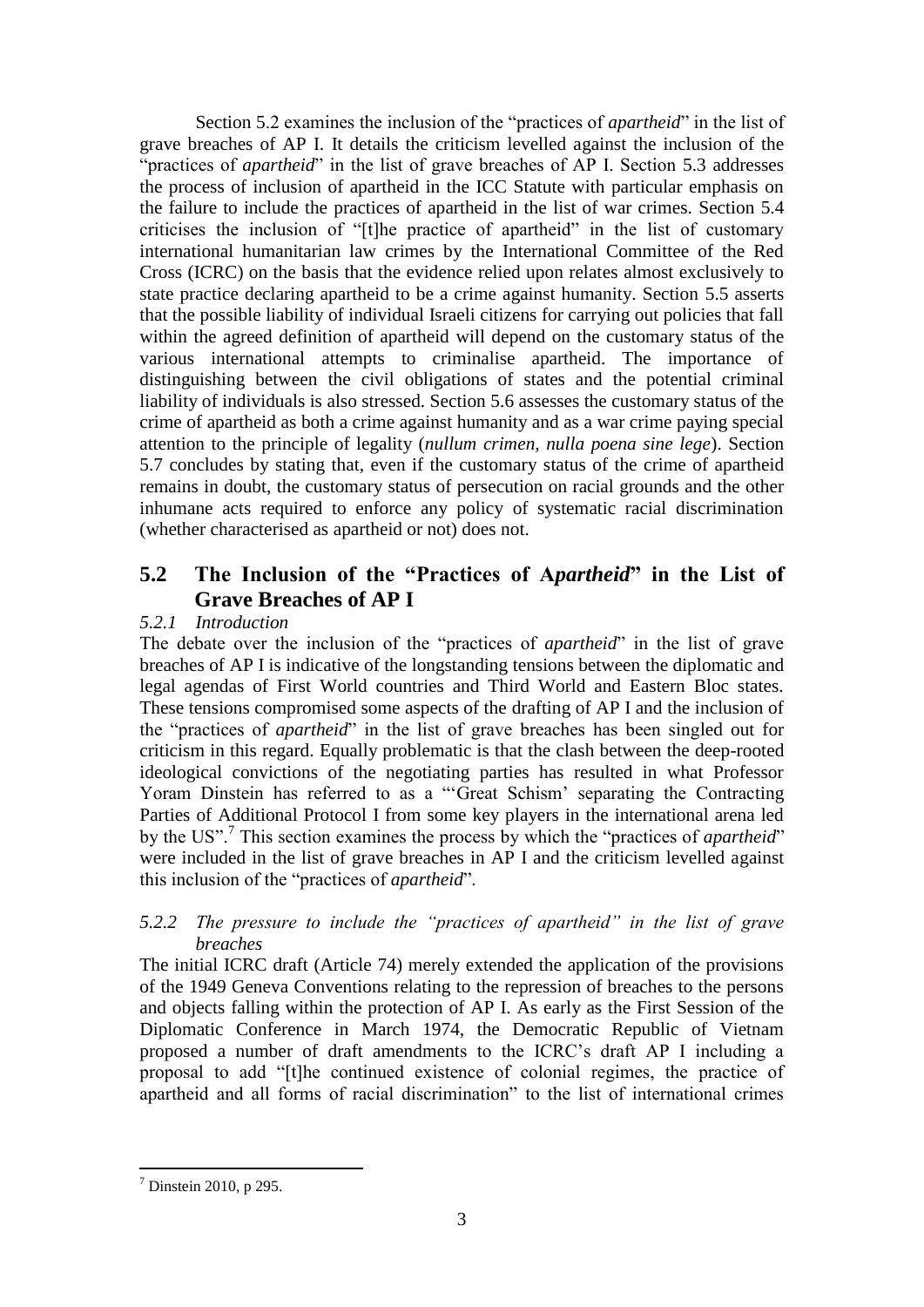Section 5.2 examines the inclusion of the "practices of *apartheid*" in the list of grave breaches of AP I. It details the criticism levelled against the inclusion of the "practices of *apartheid*" in the list of grave breaches of AP I. Section 5.3 addresses the process of inclusion of apartheid in the ICC Statute with particular emphasis on the failure to include the practices of apartheid in the list of war crimes. Section 5.4 criticises the inclusion of "[t]he practice of apartheid" in the list of customary international humanitarian law crimes by the International Committee of the Red Cross (ICRC) on the basis that the evidence relied upon relates almost exclusively to state practice declaring apartheid to be a crime against humanity. Section 5.5 asserts that the possible liability of individual Israeli citizens for carrying out policies that fall within the agreed definition of apartheid will depend on the customary status of the various international attempts to criminalise apartheid. The importance of distinguishing between the civil obligations of states and the potential criminal liability of individuals is also stressed. Section 5.6 assesses the customary status of the crime of apartheid as both a crime against humanity and as a war crime paying special attention to the principle of legality (*nullum crimen, nulla poena sine lege*). Section 5.7 concludes by stating that, even if the customary status of the crime of apartheid remains in doubt, the customary status of persecution on racial grounds and the other inhumane acts required to enforce any policy of systematic racial discrimination (whether characterised as apartheid or not) does not.

## 5.2 The Inclusion of the "Practices of A*partheid*" in the List of Grave Breaches of AP I

### *5.2.1 Introduction*

The debate over the inclusion of the "practices of *apartheid*" in the list of grave breaches of AP I is indicative of the longstanding tensions between the diplomatic and legal agendas of First World countries and Third World and Eastern Bloc states. These tensions compromised some aspects of the drafting of AP I and the inclusion of the "practices of *apartheid*" in the list of grave breaches has been singled out for criticism in this regard. Equally problematic is that the clash between the deep-rooted ideological convictions of the negotiating parties has resulted in what Professor Yoram Dinstein has referred to as a "'Great Schism' separating the Contracting Parties of Additional Protocol I from some key players in the international arena led by the US".[7] This section examines the process by which the "practices of *apartheid*" were included in the list of grave breaches in AP I and the criticism levelled against this inclusion of the "practices of *apartheid*".

### *5.2.2 The pressure to include the "practices of apartheid" in the list of grave breaches*

The initial ICRC draft (Article 74) merely extended the application of the provisions of the 1949 Geneva Conventions relating to the repression of breaches to the persons and objects falling within the protection of AP I. As early as the First Session of the Diplomatic Conference in March 1974, the Democratic Republic of Vietnam proposed a number of draft amendments to the ICRC's draft AP I including a proposal to add "[t]he continued existence of colonial regimes, the practice of apartheid and all forms of racial discrimination" to the list of international crimes

---

[7] Dinstein 2010, p 295.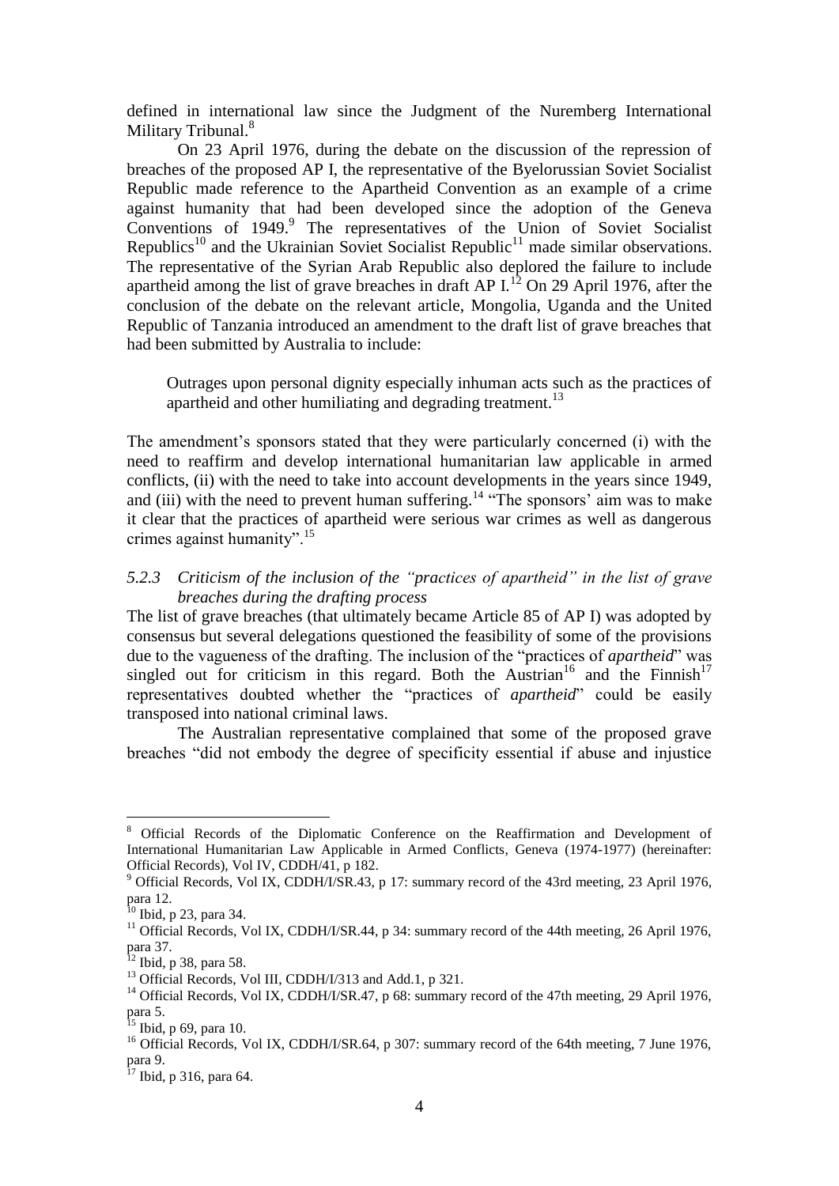defined in international law since the Judgment of the Nuremberg International Military Tribunal.[8]

On 23 April 1976, during the debate on the discussion of the repression of breaches of the proposed AP I, the representative of the Byelorussian Soviet Socialist Republic made reference to the Apartheid Convention as an example of a crime against humanity that had been developed since the adoption of the Geneva Conventions of 1949.[9] The representatives of the Union of Soviet Socialist Republics[10] and the Ukrainian Soviet Socialist Republic[11] made similar observations. The representative of the Syrian Arab Republic also deplored the failure to include apartheid among the list of grave breaches in draft AP I.[12] On 29 April 1976, after the conclusion of the debate on the relevant article, Mongolia, Uganda and the United Republic of Tanzania introduced an amendment to the draft list of grave breaches that had been submitted by Australia to include:

> Outrages upon personal dignity especially inhuman acts such as the practices of apartheid and other humiliating and degrading treatment.[13]

The amendment's sponsors stated that they were particularly concerned (i) with the need to reaffirm and develop international humanitarian law applicable in armed conflicts, (ii) with the need to take into account developments in the years since 1949, and (iii) with the need to prevent human suffering.[14] "The sponsors' aim was to make it clear that the practices of apartheid were serious war crimes as well as dangerous crimes against humanity".[15]

### *5.2.3 Criticism of the inclusion of the "practices of apartheid" in the list of grave breaches during the drafting process*

The list of grave breaches (that ultimately became Article 85 of AP I) was adopted by consensus but several delegations questioned the feasibility of some of the provisions due to the vagueness of the drafting. The inclusion of the "practices of *apartheid*" was singled out for criticism in this regard. Both the Austrian[16] and the Finnish[17] representatives doubted whether the "practices of *apartheid*" could be easily transposed into national criminal laws.

The Australian representative complained that some of the proposed grave breaches "did not embody the degree of specificity essential if abuse and injustice

---

[8] Official Records of the Diplomatic Conference on the Reaffirmation and Development of International Humanitarian Law Applicable in Armed Conflicts, Geneva (1974-1977) (hereinafter: Official Records), Vol IV, CDDH/41, p 182.

[9] Official Records, Vol IX, CDDH/I/SR.43, p 17: summary record of the 43rd meeting, 23 April 1976, para 12.

[10] Ibid, p 23, para 34.

[11] Official Records, Vol IX, CDDH/I/SR.44, p 34: summary record of the 44th meeting, 26 April 1976, para 37.

[12] Ibid, p 38, para 58.

[13] Official Records, Vol III, CDDH/I/313 and Add.1, p 321.

[14] Official Records, Vol IX, CDDH/I/SR.47, p 68: summary record of the 47th meeting, 29 April 1976, para 5.

[15] Ibid, p 69, para 10.

[16] Official Records, Vol IX, CDDH/I/SR.64, p 307: summary record of the 64th meeting, 7 June 1976, para 9.

[17] Ibid, p 316, para 64.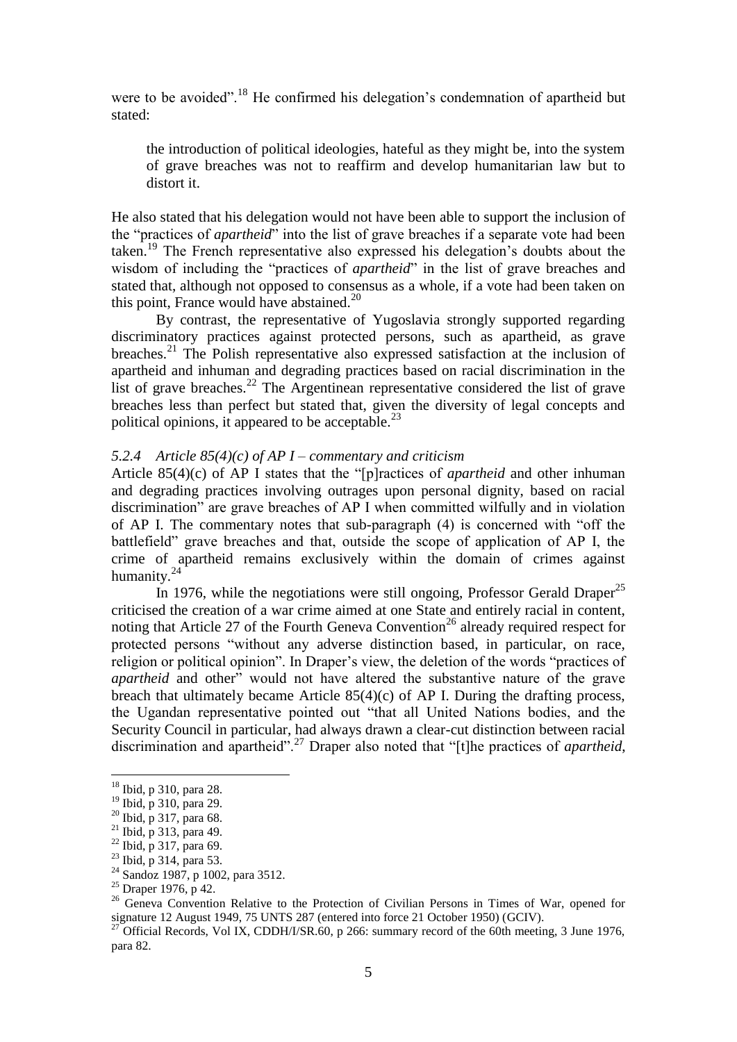were to be avoided".[18] He confirmed his delegation's condemnation of apartheid but stated:

> the introduction of political ideologies, hateful as they might be, into the system of grave breaches was not to reaffirm and develop humanitarian law but to distort it.

He also stated that his delegation would not have been able to support the inclusion of the "practices of *apartheid*" into the list of grave breaches if a separate vote had been taken.[19] The French representative also expressed his delegation's doubts about the wisdom of including the "practices of *apartheid*" in the list of grave breaches and stated that, although not opposed to consensus as a whole, if a vote had been taken on this point, France would have abstained.[20]

By contrast, the representative of Yugoslavia strongly supported regarding discriminatory practices against protected persons, such as apartheid, as grave breaches.[21] The Polish representative also expressed satisfaction at the inclusion of apartheid and inhuman and degrading practices based on racial discrimination in the list of grave breaches.[22] The Argentinean representative considered the list of grave breaches less than perfect but stated that, given the diversity of legal concepts and political opinions, it appeared to be acceptable.[23]

### *5.2.4 Article 85(4)(c) of AP I – commentary and criticism*

Article 85(4)(c) of AP I states that the "[p]ractices of *apartheid* and other inhuman and degrading practices involving outrages upon personal dignity, based on racial discrimination" are grave breaches of AP I when committed wilfully and in violation of AP I. The commentary notes that sub-paragraph (4) is concerned with "off the battlefield" grave breaches and that, outside the scope of application of AP I, the crime of apartheid remains exclusively within the domain of crimes against humanity.[24]

In 1976, while the negotiations were still ongoing, Professor Gerald Draper[25] criticised the creation of a war crime aimed at one State and entirely racial in content, noting that Article 27 of the Fourth Geneva Convention[26] already required respect for protected persons "without any adverse distinction based, in particular, on race, religion or political opinion". In Draper's view, the deletion of the words "practices of *apartheid* and other" would not have altered the substantive nature of the grave breach that ultimately became Article 85(4)(c) of AP I. During the drafting process, the Ugandan representative pointed out "that all United Nations bodies, and the Security Council in particular, had always drawn a clear-cut distinction between racial discrimination and apartheid".[27] Draper also noted that "[t]he practices of *apartheid*,

---

[18] Ibid, p 310, para 28.

[19] Ibid, p 310, para 29.

[20] Ibid, p 317, para 68.

[21] Ibid, p 313, para 49.

[22] Ibid, p 317, para 69.

[23] Ibid, p 314, para 53.

[24] Sandoz 1987, p 1002, para 3512.

[25] Draper 1976, p 42.

[26] Geneva Convention Relative to the Protection of Civilian Persons in Times of War, opened for signature 12 August 1949, 75 UNTS 287 (entered into force 21 October 1950) (GCIV).

[27] Official Records, Vol IX, CDDH/I/SR.60, p 266: summary record of the 60th meeting, 3 June 1976, para 82.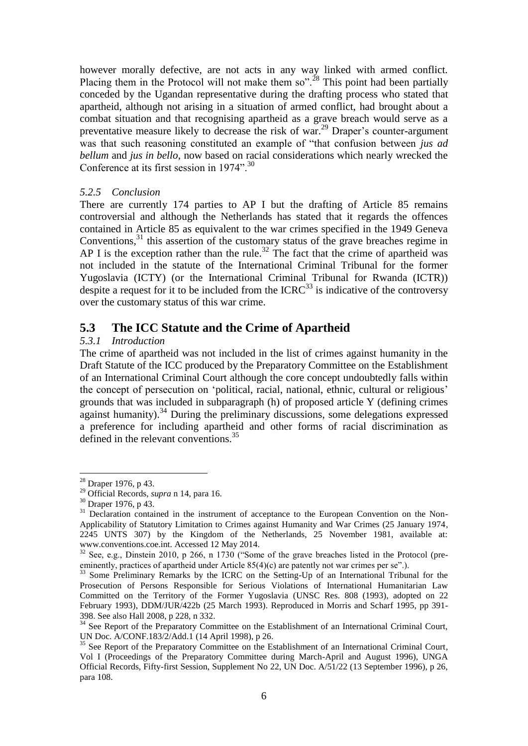however morally defective, are not acts in any way linked with armed conflict. Placing them in the Protocol will not make them so".[28] This point had been partially conceded by the Ugandan representative during the drafting process who stated that apartheid, although not arising in a situation of armed conflict, had brought about a combat situation and that recognising apartheid as a grave breach would serve as a preventative measure likely to decrease the risk of war.[29] Draper's counter-argument was that such reasoning constituted an example of "that confusion between *jus ad bellum* and *jus in bello*, now based on racial considerations which nearly wrecked the Conference at its first session in 1974".[30]

### *5.2.5 Conclusion*

There are currently 174 parties to AP I but the drafting of Article 85 remains controversial and although the Netherlands has stated that it regards the offences contained in Article 85 as equivalent to the war crimes specified in the 1949 Geneva Conventions,[31] this assertion of the customary status of the grave breaches regime in AP I is the exception rather than the rule.[32] The fact that the crime of apartheid was not included in the statute of the International Criminal Tribunal for the former Yugoslavia (ICTY) (or the International Criminal Tribunal for Rwanda (ICTR)) despite a request for it to be included from the ICRC[33] is indicative of the controversy over the customary status of this war crime.

## 5.3 The ICC Statute and the Crime of Apartheid

### *5.3.1 Introduction*

The crime of apartheid was not included in the list of crimes against humanity in the Draft Statute of the ICC produced by the Preparatory Committee on the Establishment of an International Criminal Court although the core concept undoubtedly falls within the concept of persecution on 'political, racial, national, ethnic, cultural or religious' grounds that was included in subparagraph (h) of proposed article Y (defining crimes against humanity).[34] During the preliminary discussions, some delegations expressed a preference for including apartheid and other forms of racial discrimination as defined in the relevant conventions.[35]

---

[28] Draper 1976, p 43.

[29] Official Records, *supra* n 14, para 16.

[30] Draper 1976, p 43.

[31] Declaration contained in the instrument of acceptance to the European Convention on the Non-Applicability of Statutory Limitation to Crimes against Humanity and War Crimes (25 January 1974, 2245 UNTS 307) by the Kingdom of the Netherlands, 25 November 1981, available at: www.conventions.coe.int. Accessed 12 May 2014.

[32] See, e.g., Dinstein 2010, p 266, n 1730 ("Some of the grave breaches listed in the Protocol (pre-eminently, practices of apartheid under Article 85(4)(c) are patently not war crimes per se".).

[33] Some Preliminary Remarks by the ICRC on the Setting-Up of an International Tribunal for the Prosecution of Persons Responsible for Serious Violations of International Humanitarian Law Committed on the Territory of the Former Yugoslavia (UNSC Res. 808 (1993), adopted on 22 February 1993), DDM/JUR/422b (25 March 1993). Reproduced in Morris and Scharf 1995, pp 391-398. See also Hall 2008, p 228, n 332.

[34] See Report of the Preparatory Committee on the Establishment of an International Criminal Court, UN Doc. A/CONF.183/2/Add.1 (14 April 1998), p 26.

[35] See Report of the Preparatory Committee on the Establishment of an International Criminal Court, Vol I (Proceedings of the Preparatory Committee during March-April and August 1996), UNGA Official Records, Fifty-first Session, Supplement No 22, UN Doc. A/51/22 (13 September 1996), p 26, para 108.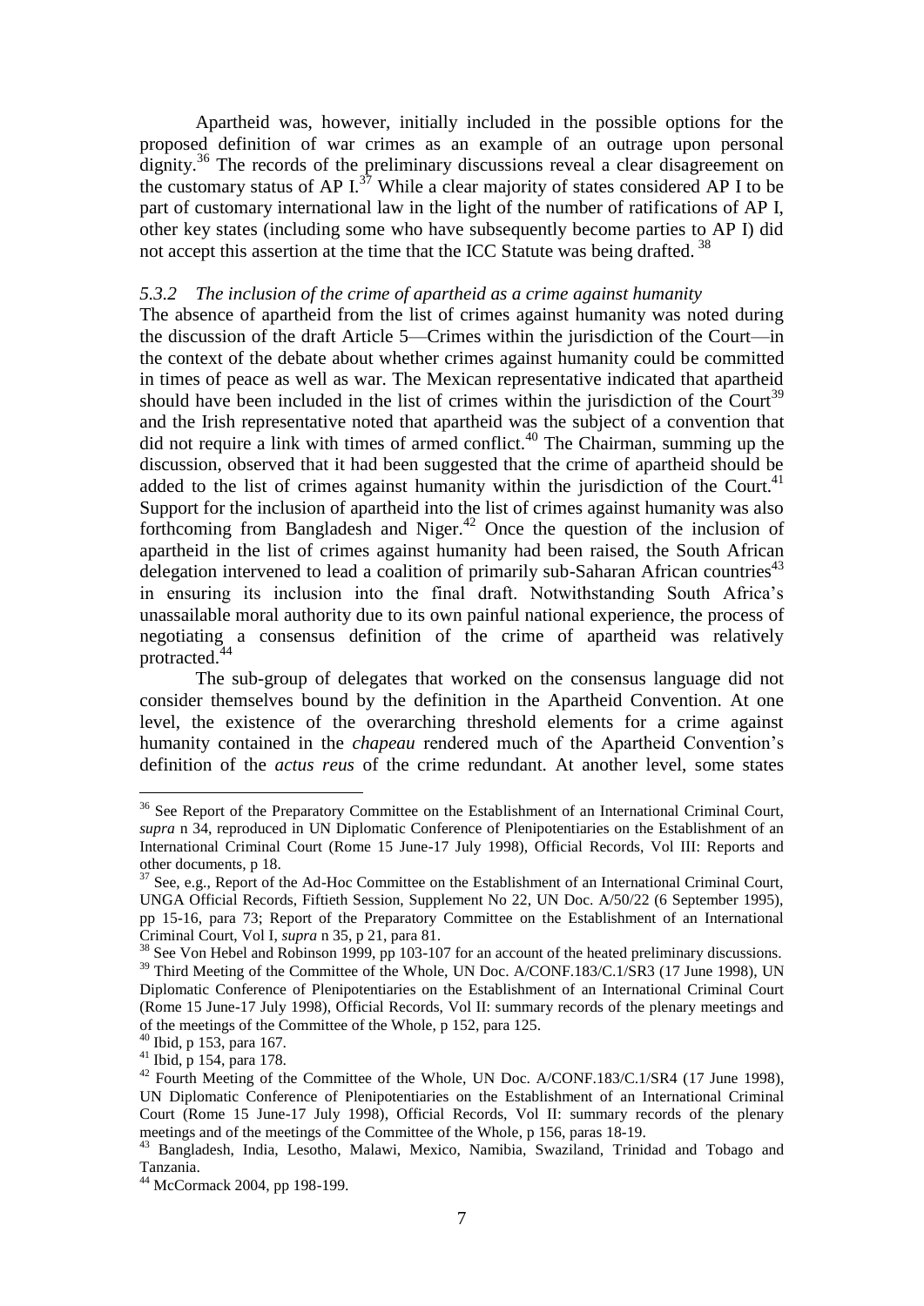Apartheid was, however, initially included in the possible options for the proposed definition of war crimes as an example of an outrage upon personal dignity.[36] The records of the preliminary discussions reveal a clear disagreement on the customary status of AP I.[37] While a clear majority of states considered AP I to be part of customary international law in the light of the number of ratifications of AP I, other key states (including some who have subsequently become parties to AP I) did not accept this assertion at the time that the ICC Statute was being drafted.[38]

### *5.3.2 The inclusion of the crime of apartheid as a crime against humanity*

The absence of apartheid from the list of crimes against humanity was noted during the discussion of the draft Article 5—Crimes within the jurisdiction of the Court—in the context of the debate about whether crimes against humanity could be committed in times of peace as well as war. The Mexican representative indicated that apartheid should have been included in the list of crimes within the jurisdiction of the Court[39] and the Irish representative noted that apartheid was the subject of a convention that did not require a link with times of armed conflict.[40] The Chairman, summing up the discussion, observed that it had been suggested that the crime of apartheid should be added to the list of crimes against humanity within the jurisdiction of the Court.[41] Support for the inclusion of apartheid into the list of crimes against humanity was also forthcoming from Bangladesh and Niger.[42] Once the question of the inclusion of apartheid in the list of crimes against humanity had been raised, the South African delegation intervened to lead a coalition of primarily sub-Saharan African countries[43] in ensuring its inclusion into the final draft. Notwithstanding South Africa's unassailable moral authority due to its own painful national experience, the process of negotiating a consensus definition of the crime of apartheid was relatively protracted.[44]

The sub-group of delegates that worked on the consensus language did not consider themselves bound by the definition in the Apartheid Convention. At one level, the existence of the overarching threshold elements for a crime against humanity contained in the *chapeau* rendered much of the Apartheid Convention's definition of the *actus reus* of the crime redundant. At another level, some states

---

[36] See Report of the Preparatory Committee on the Establishment of an International Criminal Court, *supra* n 34, reproduced in UN Diplomatic Conference of Plenipotentiaries on the Establishment of an International Criminal Court (Rome 15 June-17 July 1998), Official Records, Vol III: Reports and other documents, p 18.

[37] See, e.g., Report of the Ad-Hoc Committee on the Establishment of an International Criminal Court, UNGA Official Records, Fiftieth Session, Supplement No 22, UN Doc. A/50/22 (6 September 1995), pp 15-16, para 73; Report of the Preparatory Committee on the Establishment of an International Criminal Court, Vol I, *supra* n 35, p 21, para 81.

[38] See Von Hebel and Robinson 1999, pp 103-107 for an account of the heated preliminary discussions.

[39] Third Meeting of the Committee of the Whole, UN Doc. A/CONF.183/C.1/SR3 (17 June 1998), UN Diplomatic Conference of Plenipotentiaries on the Establishment of an International Criminal Court (Rome 15 June-17 July 1998), Official Records, Vol II: summary records of the plenary meetings and of the meetings of the Committee of the Whole, p 152, para 125.

[40] Ibid, p 153, para 167.

[41] Ibid, p 154, para 178.

[42] Fourth Meeting of the Committee of the Whole, UN Doc. A/CONF.183/C.1/SR4 (17 June 1998), UN Diplomatic Conference of Plenipotentiaries on the Establishment of an International Criminal Court (Rome 15 June-17 July 1998), Official Records, Vol II: summary records of the plenary meetings and of the meetings of the Committee of the Whole, p 156, paras 18-19.

[43] Bangladesh, India, Lesotho, Malawi, Mexico, Namibia, Swaziland, Trinidad and Tobago and Tanzania.

[44] McCormack 2004, pp 198-199.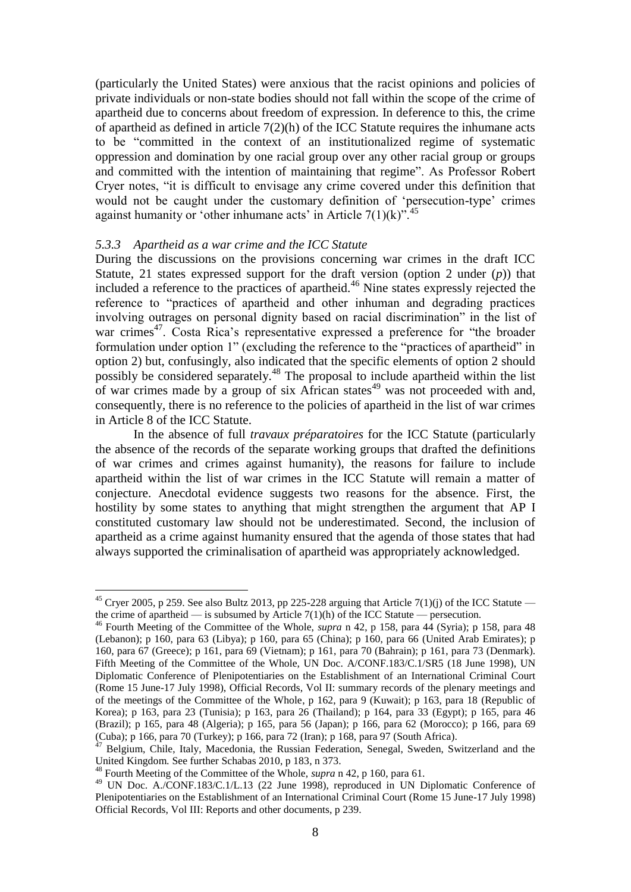(particularly the United States) were anxious that the racist opinions and policies of private individuals or non-state bodies should not fall within the scope of the crime of apartheid due to concerns about freedom of expression. In deference to this, the crime of apartheid as defined in article 7(2)(h) of the ICC Statute requires the inhumane acts to be "committed in the context of an institutionalized regime of systematic oppression and domination by one racial group over any other racial group or groups and committed with the intention of maintaining that regime". As Professor Robert Cryer notes, "it is difficult to envisage any crime covered under this definition that would not be caught under the customary definition of 'persecution-type' crimes against humanity or 'other inhumane acts' in Article 7(1)(k)".[45]

### *5.3.3 Apartheid as a war crime and the ICC Statute*

During the discussions on the provisions concerning war crimes in the draft ICC Statute, 21 states expressed support for the draft version (option 2 under (*p*)) that included a reference to the practices of apartheid.[46] Nine states expressly rejected the reference to "practices of apartheid and other inhuman and degrading practices involving outrages on personal dignity based on racial discrimination" in the list of war crimes[47]. Costa Rica's representative expressed a preference for "the broader formulation under option 1" (excluding the reference to the "practices of apartheid" in option 2) but, confusingly, also indicated that the specific elements of option 2 should possibly be considered separately.[48] The proposal to include apartheid within the list of war crimes made by a group of six African states[49] was not proceeded with and, consequently, there is no reference to the policies of apartheid in the list of war crimes in Article 8 of the ICC Statute.

In the absence of full *travaux préparatoires* for the ICC Statute (particularly the absence of the records of the separate working groups that drafted the definitions of war crimes and crimes against humanity), the reasons for failure to include apartheid within the list of war crimes in the ICC Statute will remain a matter of conjecture. Anecdotal evidence suggests two reasons for the absence. First, the hostility by some states to anything that might strengthen the argument that AP I constituted customary law should not be underestimated. Second, the inclusion of apartheid as a crime against humanity ensured that the agenda of those states that had always supported the criminalisation of apartheid was appropriately acknowledged.

---

[45] Cryer 2005, p 259. See also Bultz 2013, pp 225-228 arguing that Article 7(1)(j) of the ICC Statute — the crime of apartheid — is subsumed by Article 7(1)(h) of the ICC Statute — persecution.

[46] Fourth Meeting of the Committee of the Whole, *supra* n 42, p 158, para 44 (Syria); p 158, para 48 (Lebanon); p 160, para 63 (Libya); p 160, para 65 (China); p 160, para 66 (United Arab Emirates); p 160, para 67 (Greece); p 161, para 69 (Vietnam); p 161, para 70 (Bahrain); p 161, para 73 (Denmark). Fifth Meeting of the Committee of the Whole, UN Doc. A/CONF.183/C.1/SR5 (18 June 1998), UN Diplomatic Conference of Plenipotentiaries on the Establishment of an International Criminal Court (Rome 15 June-17 July 1998), Official Records, Vol II: summary records of the plenary meetings and of the meetings of the Committee of the Whole, p 162, para 9 (Kuwait); p 163, para 18 (Republic of Korea); p 163, para 23 (Tunisia); p 163, para 26 (Thailand); p 164, para 33 (Egypt); p 165, para 46 (Brazil); p 165, para 48 (Algeria); p 165, para 56 (Japan); p 166, para 62 (Morocco); p 166, para 69 (Cuba); p 166, para 70 (Turkey); p 166, para 72 (Iran); p 168, para 97 (South Africa).

[47] Belgium, Chile, Italy, Macedonia, the Russian Federation, Senegal, Sweden, Switzerland and the United Kingdom. See further Schabas 2010, p 183, n 373.

[48] Fourth Meeting of the Committee of the Whole, *supra* n 42, p 160, para 61.

[49] UN Doc. A./CONF.183/C.1/L.13 (22 June 1998), reproduced in UN Diplomatic Conference of Plenipotentiaries on the Establishment of an International Criminal Court (Rome 15 June-17 July 1998) Official Records, Vol III: Reports and other documents, p 239.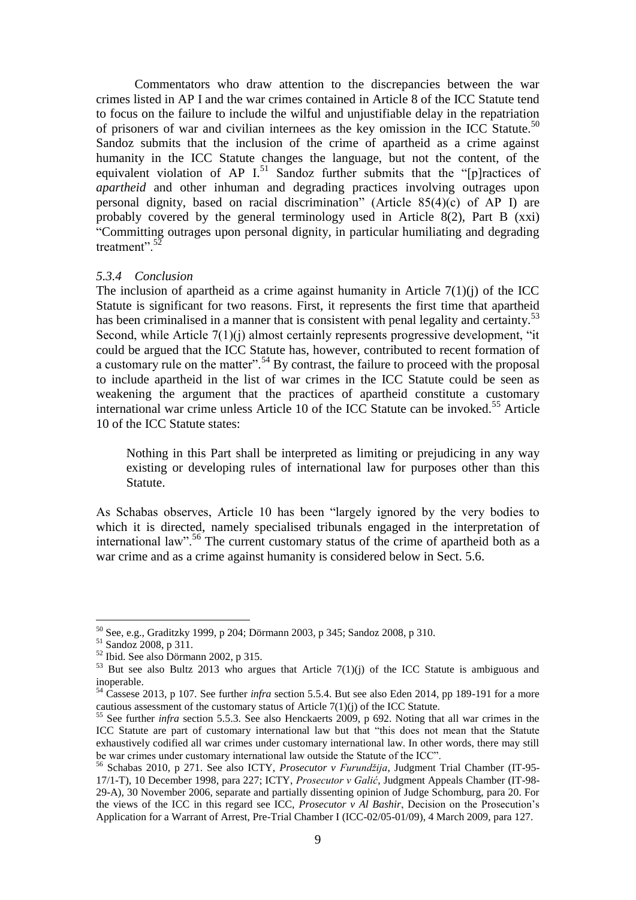Commentators who draw attention to the discrepancies between the war crimes listed in AP I and the war crimes contained in Article 8 of the ICC Statute tend to focus on the failure to include the wilful and unjustifiable delay in the repatriation of prisoners of war and civilian internees as the key omission in the ICC Statute.[50] Sandoz submits that the inclusion of the crime of apartheid as a crime against humanity in the ICC Statute changes the language, but not the content, of the equivalent violation of AP I.[51] Sandoz further submits that the "[p]ractices of *apartheid* and other inhuman and degrading practices involving outrages upon personal dignity, based on racial discrimination" (Article 85(4)(c) of AP I) are probably covered by the general terminology used in Article 8(2), Part B (xxi) "Committing outrages upon personal dignity, in particular humiliating and degrading treatment".[52]

### *5.3.4 Conclusion*

The inclusion of apartheid as a crime against humanity in Article 7(1)(j) of the ICC Statute is significant for two reasons. First, it represents the first time that apartheid has been criminalised in a manner that is consistent with penal legality and certainty.[53] Second, while Article 7(1)(j) almost certainly represents progressive development, "it could be argued that the ICC Statute has, however, contributed to recent formation of a customary rule on the matter".[54] By contrast, the failure to proceed with the proposal to include apartheid in the list of war crimes in the ICC Statute could be seen as weakening the argument that the practices of apartheid constitute a customary international war crime unless Article 10 of the ICC Statute can be invoked.[55] Article 10 of the ICC Statute states:

> Nothing in this Part shall be interpreted as limiting or prejudicing in any way existing or developing rules of international law for purposes other than this Statute.

As Schabas observes, Article 10 has been "largely ignored by the very bodies to which it is directed, namely specialised tribunals engaged in the interpretation of international law".[56] The current customary status of the crime of apartheid both as a war crime and as a crime against humanity is considered below in Sect. 5.6.

---

[50] See, e.g., Graditzky 1999, p 204; Dörmann 2003, p 345; Sandoz 2008, p 310.

[51] Sandoz 2008, p 311.

[52] Ibid. See also Dörmann 2002, p 315.

[53] But see also Bultz 2013 who argues that Article 7(1)(j) of the ICC Statute is ambiguous and inoperable.

[54] Cassese 2013, p 107. See further *infra* section 5.5.4. But see also Eden 2014, pp 189-191 for a more cautious assessment of the customary status of Article 7(1)(j) of the ICC Statute.

[55] See further *infra* section 5.5.3. See also Henckaerts 2009, p 692. Noting that all war crimes in the ICC Statute are part of customary international law but that "this does not mean that the Statute exhaustively codified all war crimes under customary international law. In other words, there may still be war crimes under customary international law outside the Statute of the ICC".

[56] Schabas 2010, p 271. See also ICTY, *Prosecutor v Furundžija*, Judgment Trial Chamber (IT-95-17/1-T), 10 December 1998, para 227; ICTY, *Prosecutor v Galić*, Judgment Appeals Chamber (IT-98-29-A), 30 November 2006, separate and partially dissenting opinion of Judge Schomburg, para 20. For the views of the ICC in this regard see ICC, *Prosecutor v Al Bashir*, Decision on the Prosecution's Application for a Warrant of Arrest, Pre-Trial Chamber I (ICC-02/05-01/09), 4 March 2009, para 127.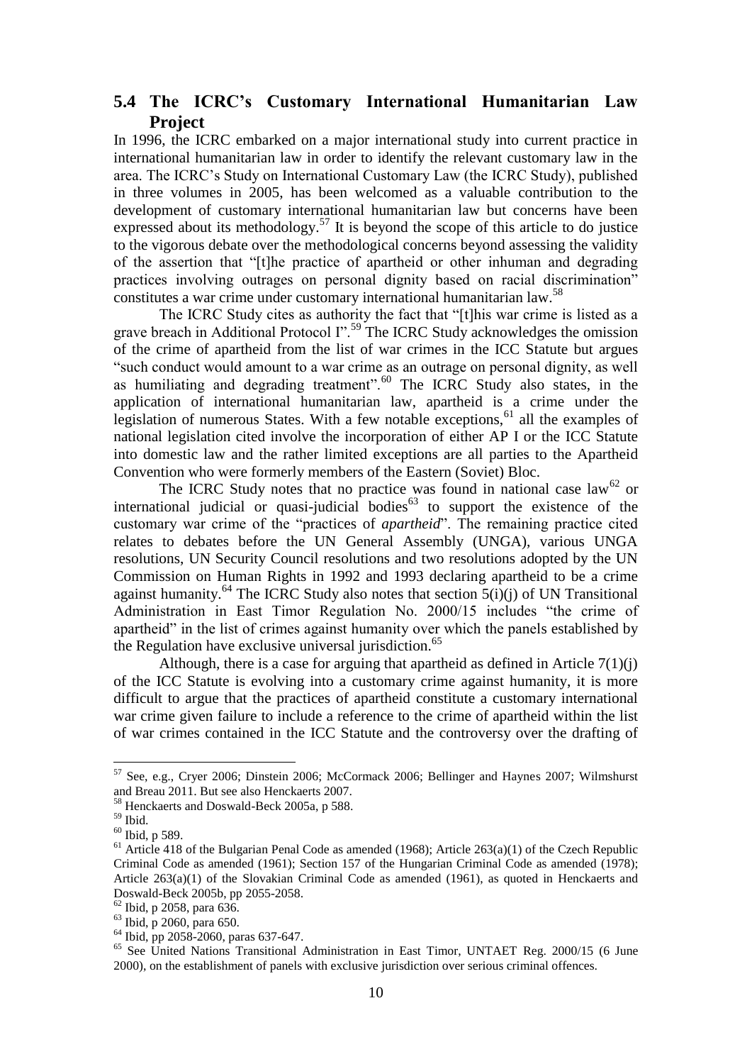## 5.4 The ICRC's Customary International Humanitarian Law Project

In 1996, the ICRC embarked on a major international study into current practice in international humanitarian law in order to identify the relevant customary law in the area. The ICRC's Study on International Customary Law (the ICRC Study), published in three volumes in 2005, has been welcomed as a valuable contribution to the development of customary international humanitarian law but concerns have been expressed about its methodology.[57] It is beyond the scope of this article to do justice to the vigorous debate over the methodological concerns beyond assessing the validity of the assertion that "[t]he practice of apartheid or other inhuman and degrading practices involving outrages on personal dignity based on racial discrimination" constitutes a war crime under customary international humanitarian law.[58]

The ICRC Study cites as authority the fact that "[t]his war crime is listed as a grave breach in Additional Protocol I".[59] The ICRC Study acknowledges the omission of the crime of apartheid from the list of war crimes in the ICC Statute but argues "such conduct would amount to a war crime as an outrage on personal dignity, as well as humiliating and degrading treatment".[60] The ICRC Study also states, in the application of international humanitarian law, apartheid is a crime under the legislation of numerous States. With a few notable exceptions,[61] all the examples of national legislation cited involve the incorporation of either AP I or the ICC Statute into domestic law and the rather limited exceptions are all parties to the Apartheid Convention who were formerly members of the Eastern (Soviet) Bloc.

The ICRC Study notes that no practice was found in national case law[62] or international judicial or quasi-judicial bodies[63] to support the existence of the customary war crime of the "practices of *apartheid*". The remaining practice cited relates to debates before the UN General Assembly (UNGA), various UNGA resolutions, UN Security Council resolutions and two resolutions adopted by the UN Commission on Human Rights in 1992 and 1993 declaring apartheid to be a crime against humanity.[64] The ICRC Study also notes that section 5(i)(j) of UN Transitional Administration in East Timor Regulation No. 2000/15 includes "the crime of apartheid" in the list of crimes against humanity over which the panels established by the Regulation have exclusive universal jurisdiction.[65]

Although, there is a case for arguing that apartheid as defined in Article 7(1)(j) of the ICC Statute is evolving into a customary crime against humanity, it is more difficult to argue that the practices of apartheid constitute a customary international war crime given failure to include a reference to the crime of apartheid within the list of war crimes contained in the ICC Statute and the controversy over the drafting of

---

[57] See, e.g., Cryer 2006; Dinstein 2006; McCormack 2006; Bellinger and Haynes 2007; Wilmshurst and Breau 2011. But see also Henckaerts 2007.

[58] Henckaerts and Doswald-Beck 2005a, p 588.

[59] Ibid.

[60] Ibid, p 589.

[61] Article 418 of the Bulgarian Penal Code as amended (1968); Article 263(a)(1) of the Czech Republic Criminal Code as amended (1961); Section 157 of the Hungarian Criminal Code as amended (1978); Article 263(a)(1) of the Slovakian Criminal Code as amended (1961), as quoted in Henckaerts and Doswald-Beck 2005b, pp 2055-2058.

[62] Ibid, p 2058, para 636.

[63] Ibid, p 2060, para 650.

[64] Ibid, pp 2058-2060, paras 637-647.

[65] See United Nations Transitional Administration in East Timor, UNTAET Reg. 2000/15 (6 June 2000), on the establishment of panels with exclusive jurisdiction over serious criminal offences.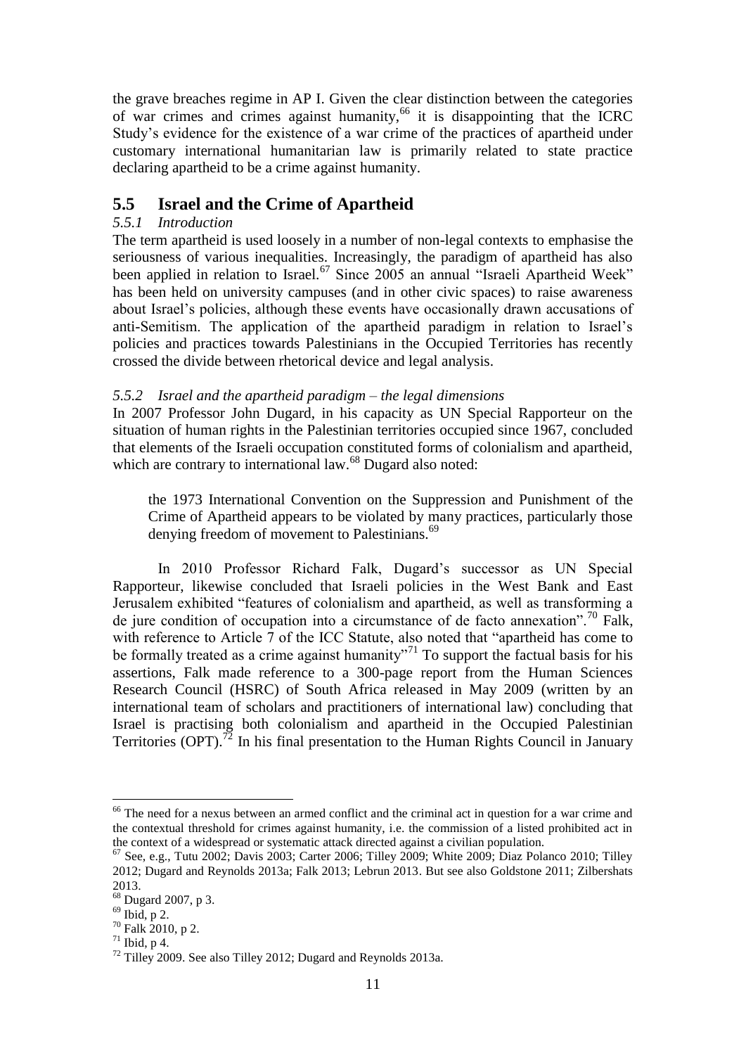the grave breaches regime in AP I. Given the clear distinction between the categories of war crimes and crimes against humanity,[66] it is disappointing that the ICRC Study's evidence for the existence of a war crime of the practices of apartheid under customary international humanitarian law is primarily related to state practice declaring apartheid to be a crime against humanity.

## 5.5 Israel and the Crime of Apartheid

### *5.5.1 Introduction*

The term apartheid is used loosely in a number of non-legal contexts to emphasise the seriousness of various inequalities. Increasingly, the paradigm of apartheid has also been applied in relation to Israel.[67] Since 2005 an annual "Israeli Apartheid Week" has been held on university campuses (and in other civic spaces) to raise awareness about Israel's policies, although these events have occasionally drawn accusations of anti-Semitism. The application of the apartheid paradigm in relation to Israel's policies and practices towards Palestinians in the Occupied Territories has recently crossed the divide between rhetorical device and legal analysis.

### *5.5.2 Israel and the apartheid paradigm – the legal dimensions*

In 2007 Professor John Dugard, in his capacity as UN Special Rapporteur on the situation of human rights in the Palestinian territories occupied since 1967, concluded that elements of the Israeli occupation constituted forms of colonialism and apartheid, which are contrary to international law.[68] Dugard also noted:

> the 1973 International Convention on the Suppression and Punishment of the Crime of Apartheid appears to be violated by many practices, particularly those denying freedom of movement to Palestinians.[69]

In 2010 Professor Richard Falk, Dugard's successor as UN Special Rapporteur, likewise concluded that Israeli policies in the West Bank and East Jerusalem exhibited "features of colonialism and apartheid, as well as transforming a de jure condition of occupation into a circumstance of de facto annexation".[70] Falk, with reference to Article 7 of the ICC Statute, also noted that "apartheid has come to be formally treated as a crime against humanity"[71] To support the factual basis for his assertions, Falk made reference to a 300-page report from the Human Sciences Research Council (HSRC) of South Africa released in May 2009 (written by an international team of scholars and practitioners of international law) concluding that Israel is practising both colonialism and apartheid in the Occupied Palestinian Territories (OPT).[72] In his final presentation to the Human Rights Council in January

---

[66] The need for a nexus between an armed conflict and the criminal act in question for a war crime and the contextual threshold for crimes against humanity, i.e. the commission of a listed prohibited act in the context of a widespread or systematic attack directed against a civilian population.

[67] See, e.g., Tutu 2002; Davis 2003; Carter 2006; Tilley 2009; White 2009; Diaz Polanco 2010; Tilley 2012; Dugard and Reynolds 2013a; Falk 2013; Lebrun 2013. But see also Goldstone 2011; Zilbershats 2013.

[68] Dugard 2007, p 3.

[69] Ibid, p 2.

[70] Falk 2010, p 2.

[71] Ibid, p 4.

[72] Tilley 2009. See also Tilley 2012; Dugard and Reynolds 2013a.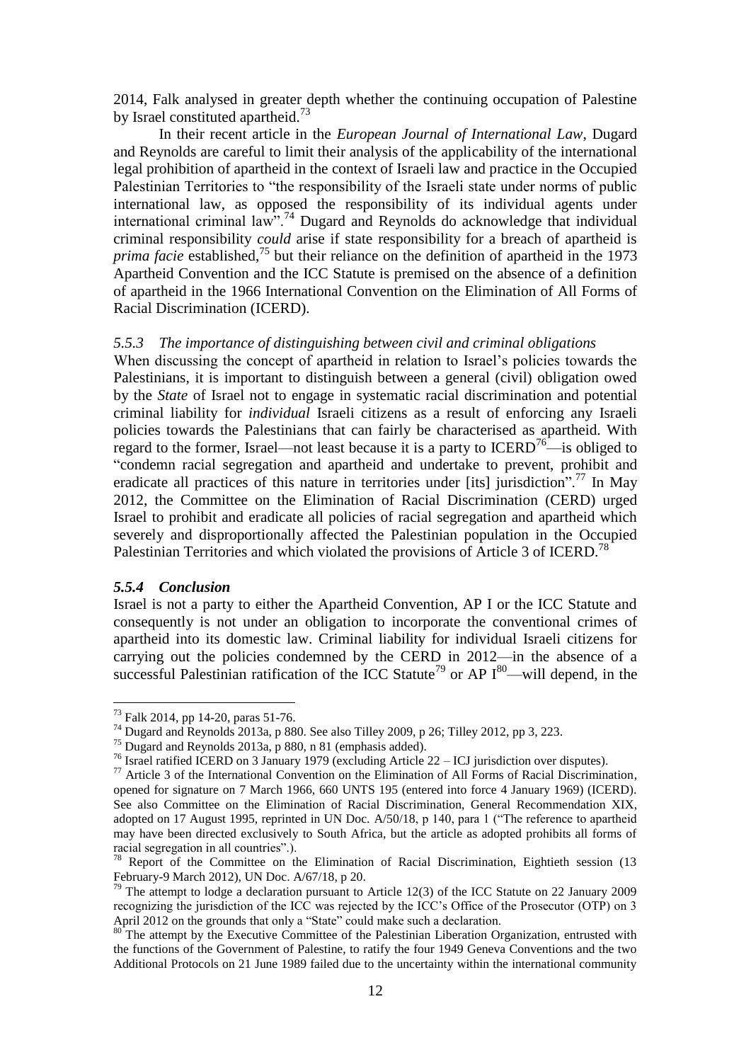2014, Falk analysed in greater depth whether the continuing occupation of Palestine by Israel constituted apartheid.[73]

In their recent article in the *European Journal of International Law*, Dugard and Reynolds are careful to limit their analysis of the applicability of the international legal prohibition of apartheid in the context of Israeli law and practice in the Occupied Palestinian Territories to "the responsibility of the Israeli state under norms of public international law, as opposed the responsibility of its individual agents under international criminal law".[74] Dugard and Reynolds do acknowledge that individual criminal responsibility *could* arise if state responsibility for a breach of apartheid is *prima facie* established,[75] but their reliance on the definition of apartheid in the 1973 Apartheid Convention and the ICC Statute is premised on the absence of a definition of apartheid in the 1966 International Convention on the Elimination of All Forms of Racial Discrimination (ICERD).

#### *5.5.3 The importance of distinguishing between civil and criminal obligations*

When discussing the concept of apartheid in relation to Israel's policies towards the Palestinians, it is important to distinguish between a general (civil) obligation owed by the *State* of Israel not to engage in systematic racial discrimination and potential criminal liability for *individual* Israeli citizens as a result of enforcing any Israeli policies towards the Palestinians that can fairly be characterised as apartheid. With regard to the former, Israel—not least because it is a party to ICERD[76]—is obliged to "condemn racial segregation and apartheid and undertake to prevent, prohibit and eradicate all practices of this nature in territories under [its] jurisdiction".[77] In May 2012, the Committee on the Elimination of Racial Discrimination (CERD) urged Israel to prohibit and eradicate all policies of racial segregation and apartheid which severely and disproportionally affected the Palestinian population in the Occupied Palestinian Territories and which violated the provisions of Article 3 of ICERD.[78]

#### ***5.5.4 Conclusion***

Israel is not a party to either the Apartheid Convention, AP I or the ICC Statute and consequently is not under an obligation to incorporate the conventional crimes of apartheid into its domestic law. Criminal liability for individual Israeli citizens for carrying out the policies condemned by the CERD in 2012—in the absence of a successful Palestinian ratification of the ICC Statute[79] or AP I[80]—will depend, in the

---

[73] Falk 2014, pp 14-20, paras 51-76.

[74] Dugard and Reynolds 2013a, p 880. See also Tilley 2009, p 26; Tilley 2012, pp 3, 223.

[75] Dugard and Reynolds 2013a, p 880, n 81 (emphasis added).

[76] Israel ratified ICERD on 3 January 1979 (excluding Article 22 – ICJ jurisdiction over disputes).

[77] Article 3 of the International Convention on the Elimination of All Forms of Racial Discrimination, opened for signature on 7 March 1966, 660 UNTS 195 (entered into force 4 January 1969) (ICERD). See also Committee on the Elimination of Racial Discrimination, General Recommendation XIX, adopted on 17 August 1995, reprinted in UN Doc. A/50/18, p 140, para 1 ("The reference to apartheid may have been directed exclusively to South Africa, but the article as adopted prohibits all forms of racial segregation in all countries".).

[78] Report of the Committee on the Elimination of Racial Discrimination, Eightieth session (13 February-9 March 2012), UN Doc. A/67/18, p 20.

[79] The attempt to lodge a declaration pursuant to Article 12(3) of the ICC Statute on 22 January 2009 recognizing the jurisdiction of the ICC was rejected by the ICC's Office of the Prosecutor (OTP) on 3 April 2012 on the grounds that only a "State" could make such a declaration.

[80] The attempt by the Executive Committee of the Palestinian Liberation Organization, entrusted with the functions of the Government of Palestine, to ratify the four 1949 Geneva Conventions and the two Additional Protocols on 21 June 1989 failed due to the uncertainty within the international community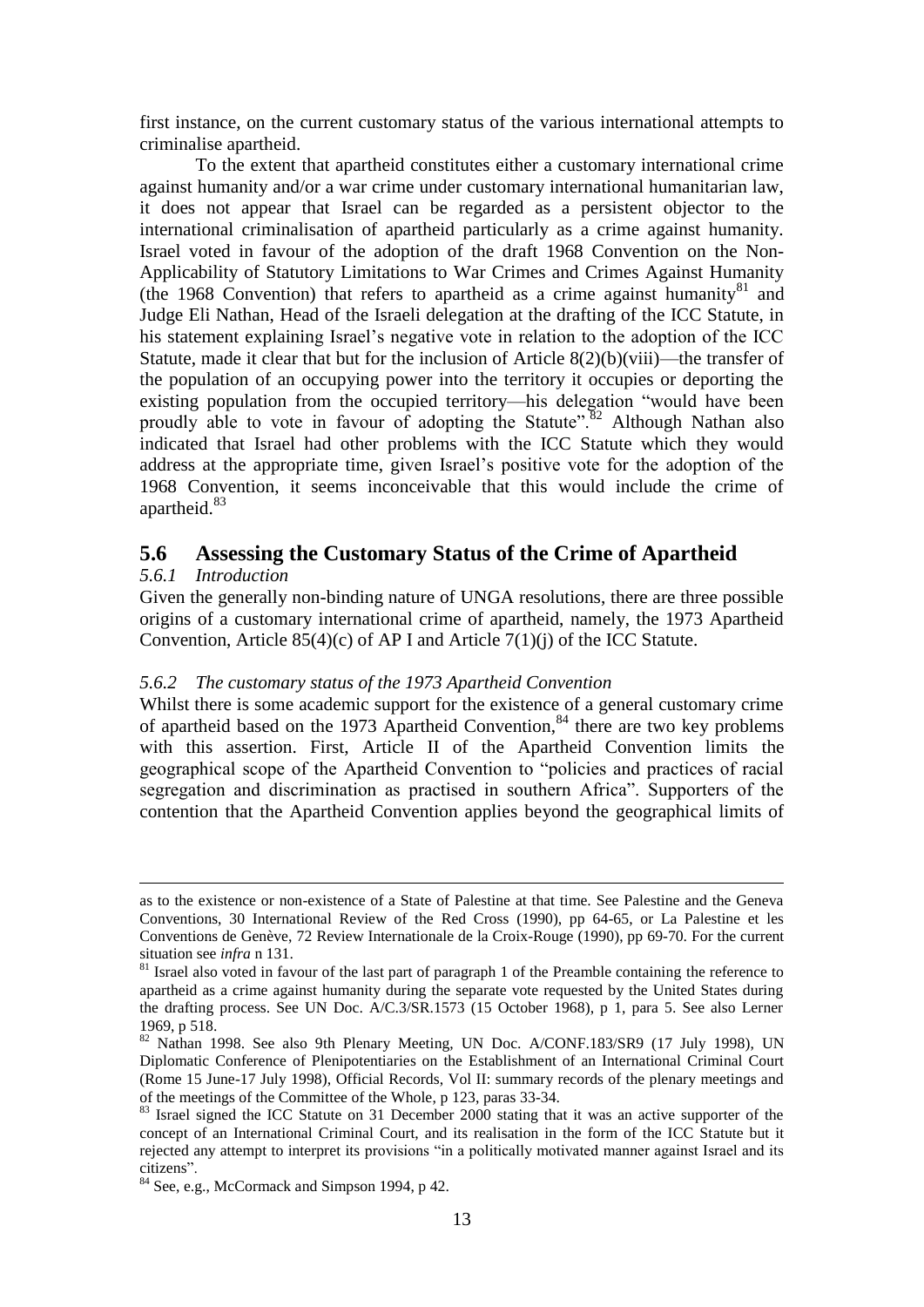first instance, on the current customary status of the various international attempts to criminalise apartheid.

To the extent that apartheid constitutes either a customary international crime against humanity and/or a war crime under customary international humanitarian law, it does not appear that Israel can be regarded as a persistent objector to the international criminalisation of apartheid particularly as a crime against humanity. Israel voted in favour of the adoption of the draft 1968 Convention on the Non-Applicability of Statutory Limitations to War Crimes and Crimes Against Humanity (the 1968 Convention) that refers to apartheid as a crime against humanity[81] and Judge Eli Nathan, Head of the Israeli delegation at the drafting of the ICC Statute, in his statement explaining Israel's negative vote in relation to the adoption of the ICC Statute, made it clear that but for the inclusion of Article 8(2)(b)(viii)—the transfer of the population of an occupying power into the territory it occupies or deporting the existing population from the occupied territory—his delegation "would have been proudly able to vote in favour of adopting the Statute".[82] Although Nathan also indicated that Israel had other problems with the ICC Statute which they would address at the appropriate time, given Israel's positive vote for the adoption of the 1968 Convention, it seems inconceivable that this would include the crime of apartheid.[83]

## 5.6 Assessing the Customary Status of the Crime of Apartheid

### *5.6.1 Introduction*

Given the generally non-binding nature of UNGA resolutions, there are three possible origins of a customary international crime of apartheid, namely, the 1973 Apartheid Convention, Article 85(4)(c) of AP I and Article 7(1)(j) of the ICC Statute.

### *5.6.2 The customary status of the 1973 Apartheid Convention*

Whilst there is some academic support for the existence of a general customary crime of apartheid based on the 1973 Apartheid Convention,[84] there are two key problems with this assertion. First, Article II of the Apartheid Convention limits the geographical scope of the Apartheid Convention to "policies and practices of racial segregation and discrimination as practised in southern Africa". Supporters of the contention that the Apartheid Convention applies beyond the geographical limits of

---

as to the existence or non-existence of a State of Palestine at that time. See Palestine and the Geneva Conventions, 30 International Review of the Red Cross (1990), pp 64-65, or La Palestine et les Conventions de Genève, 72 Review Internationale de la Croix-Rouge (1990), pp 69-70. For the current situation see *infra* n 131.

[81] Israel also voted in favour of the last part of paragraph 1 of the Preamble containing the reference to apartheid as a crime against humanity during the separate vote requested by the United States during the drafting process. See UN Doc. A/C.3/SR.1573 (15 October 1968), p 1, para 5. See also Lerner 1969, p 518.

[82] Nathan 1998. See also 9th Plenary Meeting, UN Doc. A/CONF.183/SR9 (17 July 1998), UN Diplomatic Conference of Plenipotentiaries on the Establishment of an International Criminal Court (Rome 15 June-17 July 1998), Official Records, Vol II: summary records of the plenary meetings and of the meetings of the Committee of the Whole, p 123, paras 33-34.

[83] Israel signed the ICC Statute on 31 December 2000 stating that it was an active supporter of the concept of an International Criminal Court, and its realisation in the form of the ICC Statute but it rejected any attempt to interpret its provisions "in a politically motivated manner against Israel and its citizens".

[84] See, e.g., McCormack and Simpson 1994, p 42.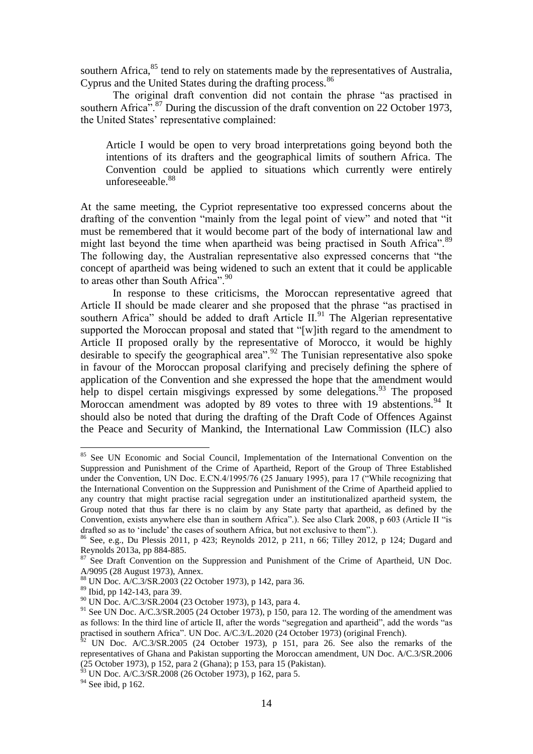southern Africa,[85] tend to rely on statements made by the representatives of Australia, Cyprus and the United States during the drafting process.[86]

The original draft convention did not contain the phrase "as practised in southern Africa".[87] During the discussion of the draft convention on 22 October 1973, the United States' representative complained:

> Article I would be open to very broad interpretations going beyond both the intentions of its drafters and the geographical limits of southern Africa. The Convention could be applied to situations which currently were entirely unforeseeable.[88]

At the same meeting, the Cypriot representative too expressed concerns about the drafting of the convention "mainly from the legal point of view" and noted that "it must be remembered that it would become part of the body of international law and might last beyond the time when apartheid was being practised in South Africa".[89] The following day, the Australian representative also expressed concerns that "the concept of apartheid was being widened to such an extent that it could be applicable to areas other than South Africa".[90]

In response to these criticisms, the Moroccan representative agreed that Article II should be made clearer and she proposed that the phrase "as practised in southern Africa" should be added to draft Article II.[91] The Algerian representative supported the Moroccan proposal and stated that "[w]ith regard to the amendment to Article II proposed orally by the representative of Morocco, it would be highly desirable to specify the geographical area".[92] The Tunisian representative also spoke in favour of the Moroccan proposal clarifying and precisely defining the sphere of application of the Convention and she expressed the hope that the amendment would help to dispel certain misgivings expressed by some delegations.[93] The proposed Moroccan amendment was adopted by 89 votes to three with 19 abstentions.[94] It should also be noted that during the drafting of the Draft Code of Offences Against the Peace and Security of Mankind, the International Law Commission (ILC) also

---

[85] See UN Economic and Social Council, Implementation of the International Convention on the Suppression and Punishment of the Crime of Apartheid, Report of the Group of Three Established under the Convention, UN Doc. E.CN.4/1995/76 (25 January 1995), para 17 ("While recognizing that the International Convention on the Suppression and Punishment of the Crime of Apartheid applied to any country that might practise racial segregation under an institutionalized apartheid system, the Group noted that thus far there is no claim by any State party that apartheid, as defined by the Convention, exists anywhere else than in southern Africa".). See also Clark 2008, p 603 (Article II "is drafted so as to 'include' the cases of southern Africa, but not exclusive to them".).

[86] See, e.g., Du Plessis 2011, p 423; Reynolds 2012, p 211, n 66; Tilley 2012, p 124; Dugard and Reynolds 2013a, pp 884-885.

[87] See Draft Convention on the Suppression and Punishment of the Crime of Apartheid, UN Doc. A/9095 (28 August 1973), Annex.

[88] UN Doc. A/C.3/SR.2003 (22 October 1973), p 142, para 36.

[89] Ibid, pp 142-143, para 39.

[90] UN Doc. A/C.3/SR.2004 (23 October 1973), p 143, para 4.

[91] See UN Doc. A/C.3/SR.2005 (24 October 1973), p 150, para 12. The wording of the amendment was as follows: In the third line of article II, after the words "segregation and apartheid", add the words "as practised in southern Africa". UN Doc. A/C.3/L.2020 (24 October 1973) (original French).

[92] UN Doc. A/C.3/SR.2005 (24 October 1973), p 151, para 26. See also the remarks of the representatives of Ghana and Pakistan supporting the Moroccan amendment, UN Doc. A/C.3/SR.2006 (25 October 1973), p 152, para 2 (Ghana); p 153, para 15 (Pakistan).

[93] UN Doc. A/C.3/SR.2008 (26 October 1973), p 162, para 5.

[94] See ibid, p 162.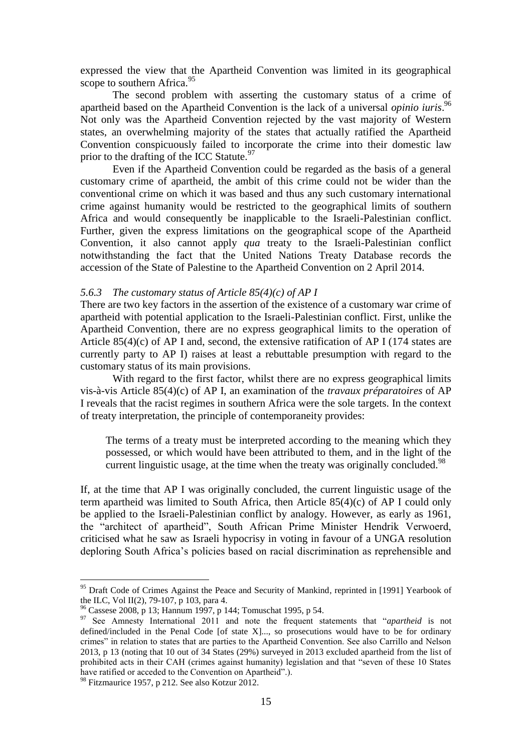expressed the view that the Apartheid Convention was limited in its geographical scope to southern Africa.[95]

The second problem with asserting the customary status of a crime of apartheid based on the Apartheid Convention is the lack of a universal *opinio iuris*.[96] Not only was the Apartheid Convention rejected by the vast majority of Western states, an overwhelming majority of the states that actually ratified the Apartheid Convention conspicuously failed to incorporate the crime into their domestic law prior to the drafting of the ICC Statute.[97]

Even if the Apartheid Convention could be regarded as the basis of a general customary crime of apartheid, the ambit of this crime could not be wider than the conventional crime on which it was based and thus any such customary international crime against humanity would be restricted to the geographical limits of southern Africa and would consequently be inapplicable to the Israeli-Palestinian conflict. Further, given the express limitations on the geographical scope of the Apartheid Convention, it also cannot apply *qua* treaty to the Israeli-Palestinian conflict notwithstanding the fact that the United Nations Treaty Database records the accession of the State of Palestine to the Apartheid Convention on 2 April 2014.

### *5.6.3 The customary status of Article 85(4)(c) of AP I*

There are two key factors in the assertion of the existence of a customary war crime of apartheid with potential application to the Israeli-Palestinian conflict. First, unlike the Apartheid Convention, there are no express geographical limits to the operation of Article 85(4)(c) of AP I and, second, the extensive ratification of AP I (174 states are currently party to AP I) raises at least a rebuttable presumption with regard to the customary status of its main provisions.

With regard to the first factor, whilst there are no express geographical limits vis-à-vis Article 85(4)(c) of AP I, an examination of the *travaux préparatoires* of AP I reveals that the racist regimes in southern Africa were the sole targets. In the context of treaty interpretation, the principle of contemporaneity provides:

> The terms of a treaty must be interpreted according to the meaning which they possessed, or which would have been attributed to them, and in the light of the current linguistic usage, at the time when the treaty was originally concluded.[98]

If, at the time that AP I was originally concluded, the current linguistic usage of the term apartheid was limited to South Africa, then Article 85(4)(c) of AP I could only be applied to the Israeli-Palestinian conflict by analogy. However, as early as 1961, the "architect of apartheid", South African Prime Minister Hendrik Verwoerd, criticised what he saw as Israeli hypocrisy in voting in favour of a UNGA resolution deploring South Africa's policies based on racial discrimination as reprehensible and

---

[95] Draft Code of Crimes Against the Peace and Security of Mankind, reprinted in [1991] Yearbook of the ILC, Vol II(2), 79-107, p 103, para 4.

[96] Cassese 2008, p 13; Hannum 1997, p 144; Tomuschat 1995, p 54.

[97] See Amnesty International 2011 and note the frequent statements that "*apartheid* is not defined/included in the Penal Code [of state X]..., so prosecutions would have to be for ordinary crimes" in relation to states that are parties to the Apartheid Convention. See also Carrillo and Nelson 2013, p 13 (noting that 10 out of 34 States (29%) surveyed in 2013 excluded apartheid from the list of prohibited acts in their CAH (crimes against humanity) legislation and that "seven of these 10 States have ratified or acceded to the Convention on Apartheid".).

[98] Fitzmaurice 1957, p 212. See also Kotzur 2012.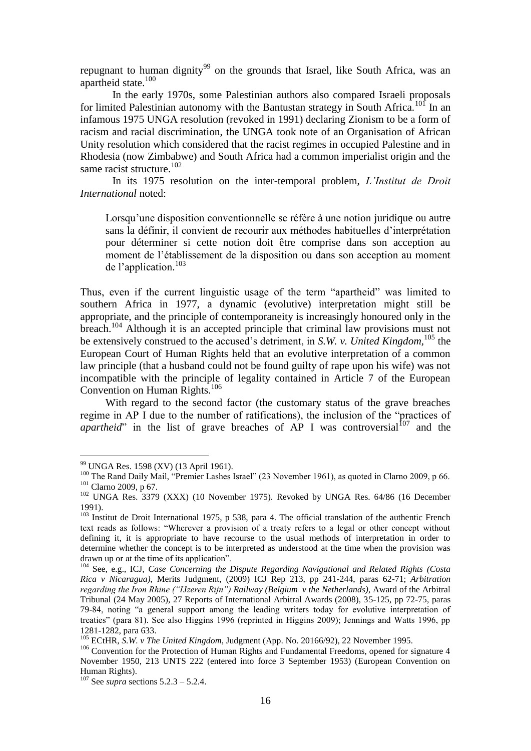repugnant to human dignity[99] on the grounds that Israel, like South Africa, was an apartheid state.[100]

In the early 1970s, some Palestinian authors also compared Israeli proposals for limited Palestinian autonomy with the Bantustan strategy in South Africa.[101] In an infamous 1975 UNGA resolution (revoked in 1991) declaring Zionism to be a form of racism and racial discrimination, the UNGA took note of an Organisation of African Unity resolution which considered that the racist regimes in occupied Palestine and in Rhodesia (now Zimbabwe) and South Africa had a common imperialist origin and the same racist structure.[102]

In its 1975 resolution on the inter-temporal problem, *L'Institut de Droit International* noted:

> Lorsqu'une disposition conventionnelle se réfère à une notion juridique ou autre sans la définir, il convient de recourir aux méthodes habituelles d'interprétation pour déterminer si cette notion doit être comprise dans son acception au moment de l'établissement de la disposition ou dans son acception au moment de l'application.[103]

Thus, even if the current linguistic usage of the term "apartheid" was limited to southern Africa in 1977, a dynamic (evolutive) interpretation might still be appropriate, and the principle of contemporaneity is increasingly honoured only in the breach.[104] Although it is an accepted principle that criminal law provisions must not be extensively construed to the accused's detriment, in *S.W. v. United Kingdom*,[105] the European Court of Human Rights held that an evolutive interpretation of a common law principle (that a husband could not be found guilty of rape upon his wife) was not incompatible with the principle of legality contained in Article 7 of the European Convention on Human Rights.[106]

With regard to the second factor (the customary status of the grave breaches regime in AP I due to the number of ratifications), the inclusion of the "practices of *apartheid*" in the list of grave breaches of AP I was controversial[107] and the

---

[99] UNGA Res. 1598 (XV) (13 April 1961).

[100] The Rand Daily Mail, "Premier Lashes Israel" (23 November 1961), as quoted in Clarno 2009, p 66.

[101] Clarno 2009, p 67.

[102] UNGA Res. 3379 (XXX) (10 November 1975). Revoked by UNGA Res. 64/86 (16 December 1991).

[103] Institut de Droit International 1975, p 538, para 4. The official translation of the authentic French text reads as follows: "Wherever a provision of a treaty refers to a legal or other concept without defining it, it is appropriate to have recourse to the usual methods of interpretation in order to determine whether the concept is to be interpreted as understood at the time when the provision was drawn up or at the time of its application".

[104] See, e.g., ICJ, *Case Concerning the Dispute Regarding Navigational and Related Rights (Costa Rica v Nicaragua)*, Merits Judgment, (2009) ICJ Rep 213, pp 241-244, paras 62-71; *Arbitration regarding the Iron Rhine ("IJzeren Rijn") Railway (Belgium v the Netherlands)*, Award of the Arbitral Tribunal (24 May 2005), 27 Reports of International Arbitral Awards (2008), 35-125, pp 72-75, paras 79-84, noting "a general support among the leading writers today for evolutive interpretation of treaties" (para 81). See also Higgins 1996 (reprinted in Higgins 2009); Jennings and Watts 1996, pp 1281-1282, para 633.

[105] ECtHR, *S.W. v The United Kingdom*, Judgment (App. No. 20166/92), 22 November 1995.

[106] Convention for the Protection of Human Rights and Fundamental Freedoms, opened for signature 4 November 1950, 213 UNTS 222 (entered into force 3 September 1953) (European Convention on Human Rights).

[107] See *supra* sections 5.2.3 – 5.2.4.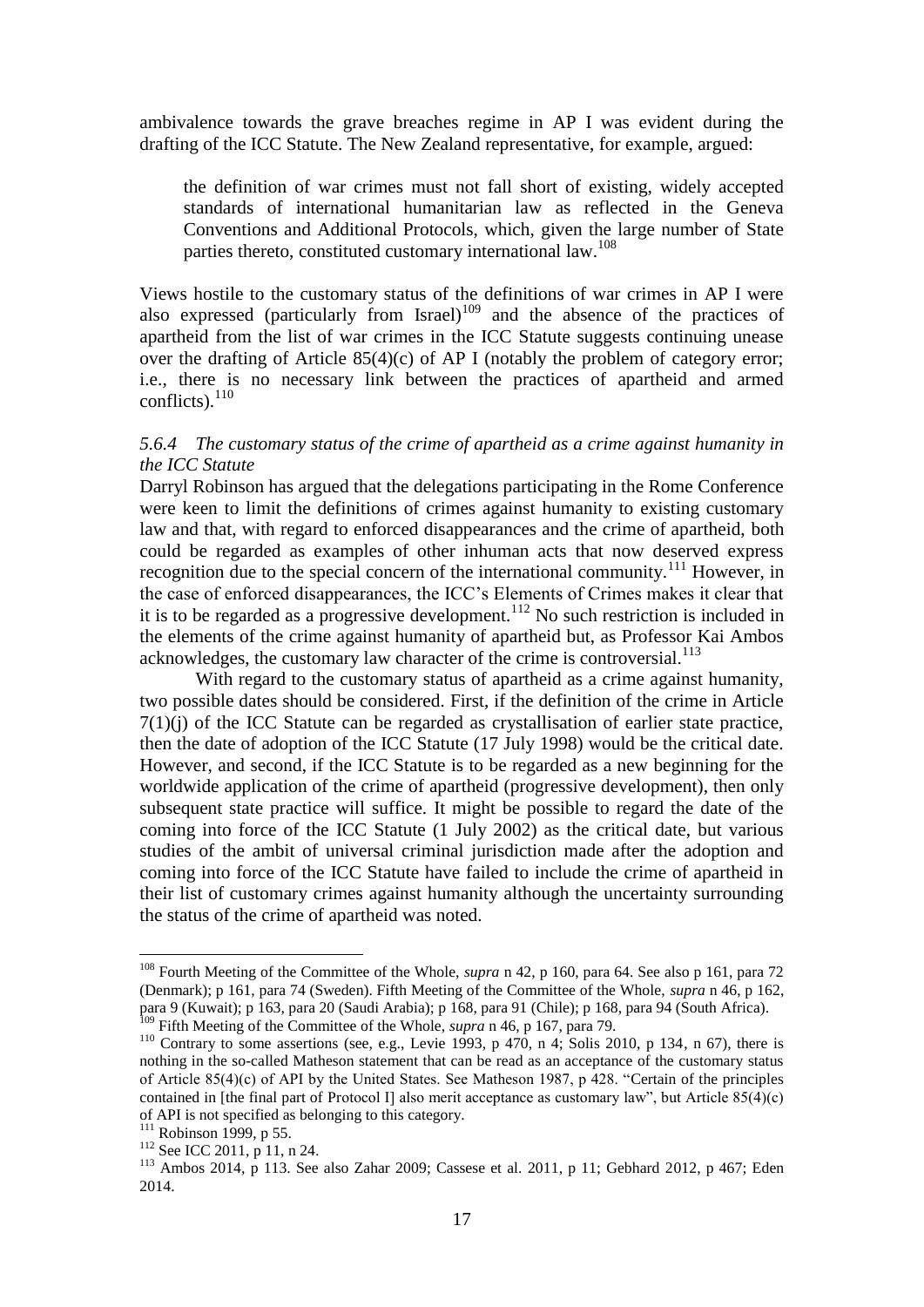ambivalence towards the grave breaches regime in AP I was evident during the drafting of the ICC Statute. The New Zealand representative, for example, argued:

> the definition of war crimes must not fall short of existing, widely accepted standards of international humanitarian law as reflected in the Geneva Conventions and Additional Protocols, which, given the large number of State parties thereto, constituted customary international law.[108]

Views hostile to the customary status of the definitions of war crimes in AP I were also expressed (particularly from Israel)[109] and the absence of the practices of apartheid from the list of war crimes in the ICC Statute suggests continuing unease over the drafting of Article 85(4)(c) of AP I (notably the problem of category error; i.e., there is no necessary link between the practices of apartheid and armed conflicts).[110]

### *5.6.4 The customary status of the crime of apartheid as a crime against humanity in the ICC Statute*

Darryl Robinson has argued that the delegations participating in the Rome Conference were keen to limit the definitions of crimes against humanity to existing customary law and that, with regard to enforced disappearances and the crime of apartheid, both could be regarded as examples of other inhuman acts that now deserved express recognition due to the special concern of the international community.[111] However, in the case of enforced disappearances, the ICC's Elements of Crimes makes it clear that it is to be regarded as a progressive development.[112] No such restriction is included in the elements of the crime against humanity of apartheid but, as Professor Kai Ambos acknowledges, the customary law character of the crime is controversial.[113]

With regard to the customary status of apartheid as a crime against humanity, two possible dates should be considered. First, if the definition of the crime in Article 7(1)(j) of the ICC Statute can be regarded as crystallisation of earlier state practice, then the date of adoption of the ICC Statute (17 July 1998) would be the critical date. However, and second, if the ICC Statute is to be regarded as a new beginning for the worldwide application of the crime of apartheid (progressive development), then only subsequent state practice will suffice. It might be possible to regard the date of the coming into force of the ICC Statute (1 July 2002) as the critical date, but various studies of the ambit of universal criminal jurisdiction made after the adoption and coming into force of the ICC Statute have failed to include the crime of apartheid in their list of customary crimes against humanity although the uncertainty surrounding the status of the crime of apartheid was noted.

---

[108] Fourth Meeting of the Committee of the Whole, *supra* n 42, p 160, para 64. See also p 161, para 72 (Denmark); p 161, para 74 (Sweden). Fifth Meeting of the Committee of the Whole, *supra* n 46, p 162, para 9 (Kuwait); p 163, para 20 (Saudi Arabia); p 168, para 91 (Chile); p 168, para 94 (South Africa).

[109] Fifth Meeting of the Committee of the Whole, *supra* n 46, p 167, para 79.

[110] Contrary to some assertions (see, e.g., Levie 1993, p 470, n 4; Solis 2010, p 134, n 67), there is nothing in the so-called Matheson statement that can be read as an acceptance of the customary status of Article 85(4)(c) of API by the United States. See Matheson 1987, p 428. "Certain of the principles contained in [the final part of Protocol I] also merit acceptance as customary law", but Article 85(4)(c) of API is not specified as belonging to this category.

[111] Robinson 1999, p 55.

[112] See ICC 2011, p 11, n 24.

[113] Ambos 2014, p 113. See also Zahar 2009; Cassese et al. 2011, p 11; Gebhard 2012, p 467; Eden 2014.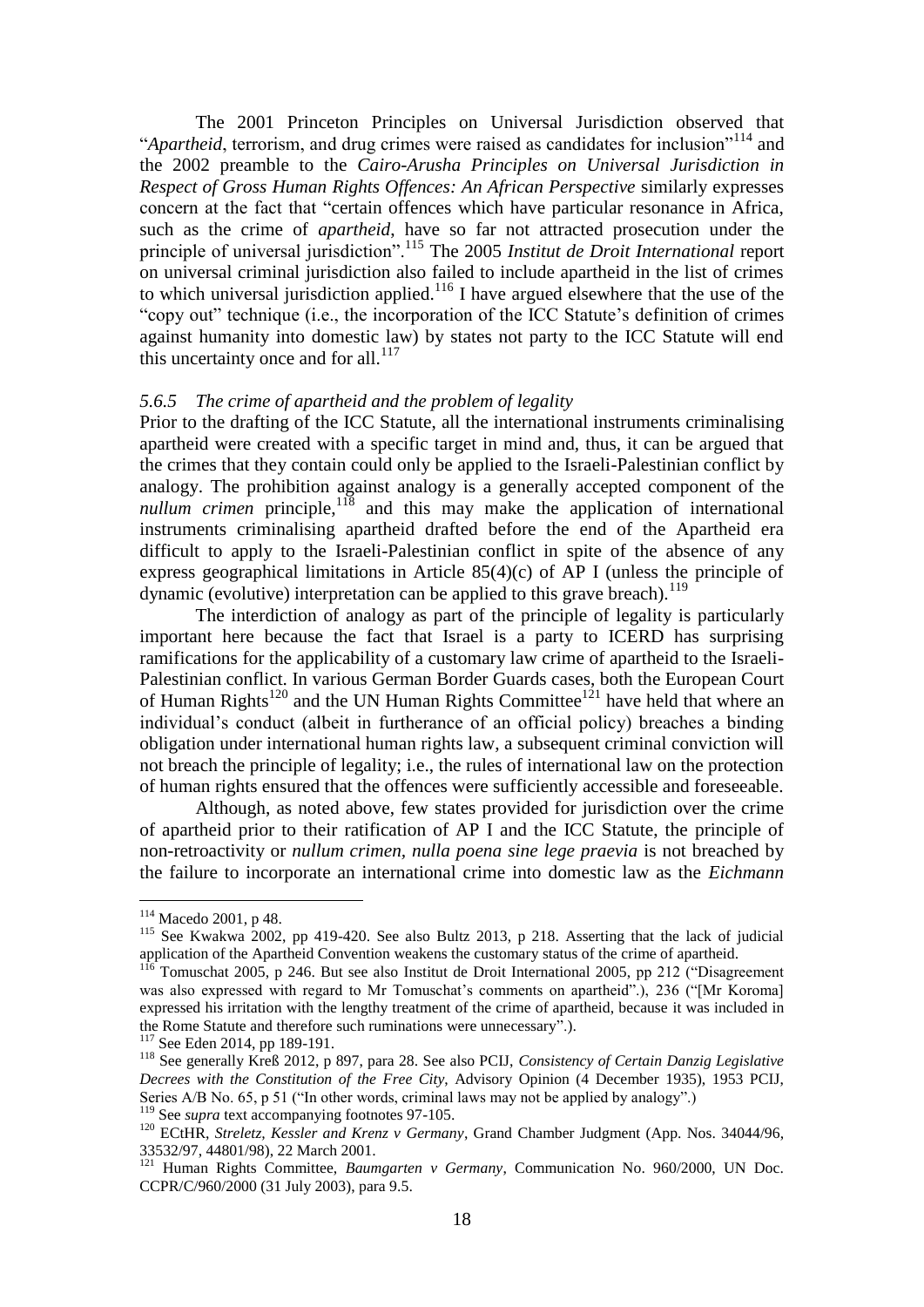The 2001 Princeton Principles on Universal Jurisdiction observed that "*Apartheid*, terrorism, and drug crimes were raised as candidates for inclusion"[114] and the 2002 preamble to the *Cairo-Arusha Principles on Universal Jurisdiction in Respect of Gross Human Rights Offences: An African Perspective* similarly expresses concern at the fact that "certain offences which have particular resonance in Africa, such as the crime of *apartheid*, have so far not attracted prosecution under the principle of universal jurisdiction".[115] The 2005 *Institut de Droit International* report on universal criminal jurisdiction also failed to include apartheid in the list of crimes to which universal jurisdiction applied.[116] I have argued elsewhere that the use of the "copy out" technique (i.e., the incorporation of the ICC Statute's definition of crimes against humanity into domestic law) by states not party to the ICC Statute will end this uncertainty once and for all.[117]

### *5.6.5 The crime of apartheid and the problem of legality*

Prior to the drafting of the ICC Statute, all the international instruments criminalising apartheid were created with a specific target in mind and, thus, it can be argued that the crimes that they contain could only be applied to the Israeli-Palestinian conflict by analogy. The prohibition against analogy is a generally accepted component of the *nullum crimen* principle,[118] and this may make the application of international instruments criminalising apartheid drafted before the end of the Apartheid era difficult to apply to the Israeli-Palestinian conflict in spite of the absence of any express geographical limitations in Article 85(4)(c) of AP I (unless the principle of dynamic (evolutive) interpretation can be applied to this grave breach).[119]

The interdiction of analogy as part of the principle of legality is particularly important here because the fact that Israel is a party to ICERD has surprising ramifications for the applicability of a customary law crime of apartheid to the Israeli-Palestinian conflict. In various German Border Guards cases, both the European Court of Human Rights[120] and the UN Human Rights Committee[121] have held that where an individual's conduct (albeit in furtherance of an official policy) breaches a binding obligation under international human rights law, a subsequent criminal conviction will not breach the principle of legality; i.e., the rules of international law on the protection of human rights ensured that the offences were sufficiently accessible and foreseeable.

Although, as noted above, few states provided for jurisdiction over the crime of apartheid prior to their ratification of AP I and the ICC Statute, the principle of non-retroactivity or *nullum crimen, nulla poena sine lege praevia* is not breached by the failure to incorporate an international crime into domestic law as the *Eichmann*

---

[114] Macedo 2001, p 48.

[115] See Kwakwa 2002, pp 419-420. See also Bultz 2013, p 218. Asserting that the lack of judicial application of the Apartheid Convention weakens the customary status of the crime of apartheid.

[116] Tomuschat 2005, p 246. But see also Institut de Droit International 2005, pp 212 ("Disagreement was also expressed with regard to Mr Tomuschat's comments on apartheid".), 236 ("[Mr Koroma] expressed his irritation with the lengthy treatment of the crime of apartheid, because it was included in the Rome Statute and therefore such ruminations were unnecessary".).

[117] See Eden 2014, pp 189-191.

[118] See generally Kreß 2012, p 897, para 28. See also PCIJ, *Consistency of Certain Danzig Legislative Decrees with the Constitution of the Free City*, Advisory Opinion (4 December 1935), 1953 PCIJ, Series A/B No. 65, p 51 ("In other words, criminal laws may not be applied by analogy".)

[119] See *supra* text accompanying footnotes 97-105.

[120] ECtHR, *Streletz, Kessler and Krenz v Germany*, Grand Chamber Judgment (App. Nos. 34044/96, 33532/97, 44801/98), 22 March 2001.

[121] Human Rights Committee, *Baumgarten v Germany*, Communication No. 960/2000, UN Doc. CCPR/C/960/2000 (31 July 2003), para 9.5.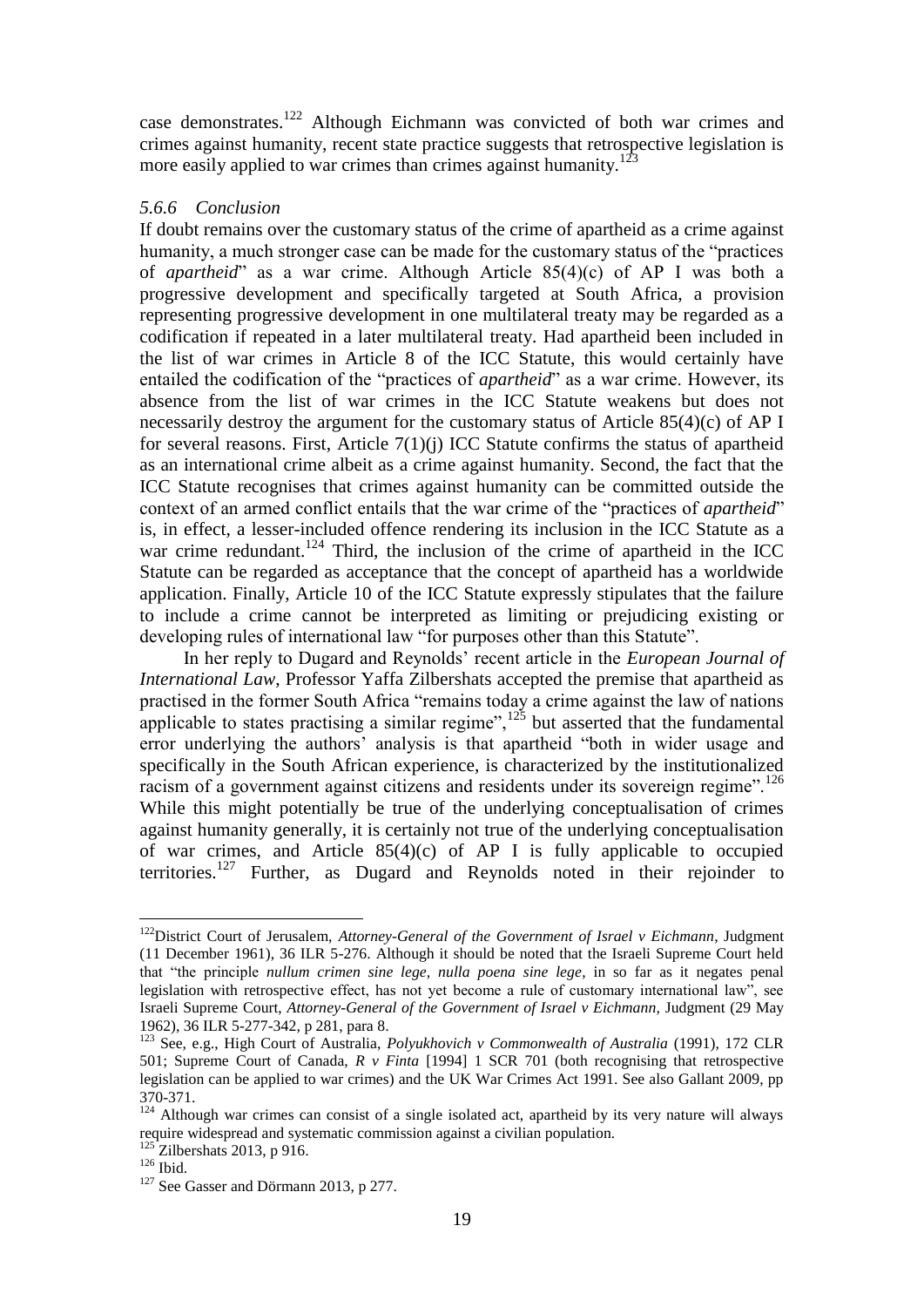case demonstrates.[122] Although Eichmann was convicted of both war crimes and crimes against humanity, recent state practice suggests that retrospective legislation is more easily applied to war crimes than crimes against humanity.[123]

### *5.6.6 Conclusion*

If doubt remains over the customary status of the crime of apartheid as a crime against humanity, a much stronger case can be made for the customary status of the "practices of *apartheid*" as a war crime. Although Article 85(4)(c) of AP I was both a progressive development and specifically targeted at South Africa, a provision representing progressive development in one multilateral treaty may be regarded as a codification if repeated in a later multilateral treaty. Had apartheid been included in the list of war crimes in Article 8 of the ICC Statute, this would certainly have entailed the codification of the "practices of *apartheid*" as a war crime. However, its absence from the list of war crimes in the ICC Statute weakens but does not necessarily destroy the argument for the customary status of Article 85(4)(c) of AP I for several reasons. First, Article 7(1)(j) ICC Statute confirms the status of apartheid as an international crime albeit as a crime against humanity. Second, the fact that the ICC Statute recognises that crimes against humanity can be committed outside the context of an armed conflict entails that the war crime of the "practices of *apartheid*" is, in effect, a lesser-included offence rendering its inclusion in the ICC Statute as a war crime redundant.[124] Third, the inclusion of the crime of apartheid in the ICC Statute can be regarded as acceptance that the concept of apartheid has a worldwide application. Finally, Article 10 of the ICC Statute expressly stipulates that the failure to include a crime cannot be interpreted as limiting or prejudicing existing or developing rules of international law "for purposes other than this Statute".

In her reply to Dugard and Reynolds' recent article in the *European Journal of International Law*, Professor Yaffa Zilbershats accepted the premise that apartheid as practised in the former South Africa "remains today a crime against the law of nations applicable to states practising a similar regime",[125] but asserted that the fundamental error underlying the authors' analysis is that apartheid "both in wider usage and specifically in the South African experience, is characterized by the institutionalized racism of a government against citizens and residents under its sovereign regime".[126] While this might potentially be true of the underlying conceptualisation of crimes against humanity generally, it is certainly not true of the underlying conceptualisation of war crimes, and Article 85(4)(c) of AP I is fully applicable to occupied territories.[127] Further, as Dugard and Reynolds noted in their rejoinder to

---

[122] District Court of Jerusalem, *Attorney-General of the Government of Israel v Eichmann*, Judgment (11 December 1961), 36 ILR 5-276. Although it should be noted that the Israeli Supreme Court held that "the principle *nullum crimen sine lege, nulla poena sine lege*, in so far as it negates penal legislation with retrospective effect, has not yet become a rule of customary international law", see Israeli Supreme Court, *Attorney-General of the Government of Israel v Eichmann*, Judgment (29 May 1962), 36 ILR 5-277-342, p 281, para 8.

[123] See, e.g., High Court of Australia, *Polyukhovich v Commonwealth of Australia* (1991), 172 CLR 501; Supreme Court of Canada, *R v Finta* [1994] 1 SCR 701 (both recognising that retrospective legislation can be applied to war crimes) and the UK War Crimes Act 1991. See also Gallant 2009, pp 370-371.

[124] Although war crimes can consist of a single isolated act, apartheid by its very nature will always require widespread and systematic commission against a civilian population.

[125] Zilbershats 2013, p 916.

[126] Ibid.

[127] See Gasser and Dörmann 2013, p 277.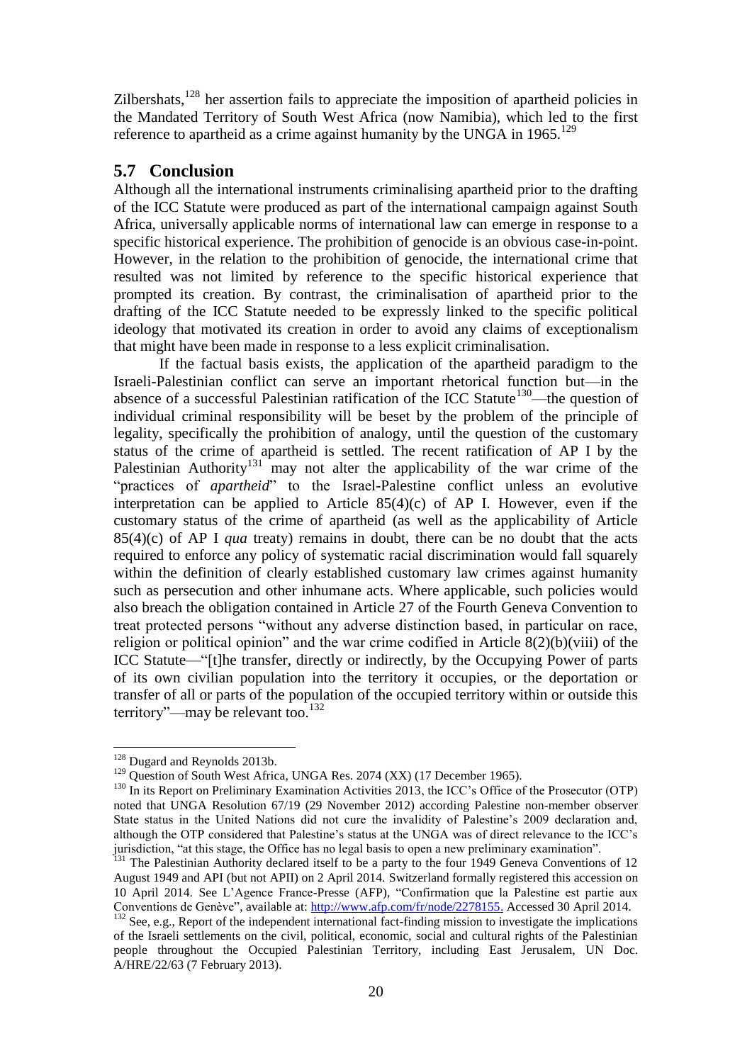Zilbershats,[128] her assertion fails to appreciate the imposition of apartheid policies in the Mandated Territory of South West Africa (now Namibia), which led to the first reference to apartheid as a crime against humanity by the UNGA in 1965.[129]

## 5.7 Conclusion

Although all the international instruments criminalising apartheid prior to the drafting of the ICC Statute were produced as part of the international campaign against South Africa, universally applicable norms of international law can emerge in response to a specific historical experience. The prohibition of genocide is an obvious case-in-point. However, in the relation to the prohibition of genocide, the international crime that resulted was not limited by reference to the specific historical experience that prompted its creation. By contrast, the criminalisation of apartheid prior to the drafting of the ICC Statute needed to be expressly linked to the specific political ideology that motivated its creation in order to avoid any claims of exceptionalism that might have been made in response to a less explicit criminalisation.

If the factual basis exists, the application of the apartheid paradigm to the Israeli-Palestinian conflict can serve an important rhetorical function but—in the absence of a successful Palestinian ratification of the ICC Statute[130]—the question of individual criminal responsibility will be beset by the problem of the principle of legality, specifically the prohibition of analogy, until the question of the customary status of the crime of apartheid is settled. The recent ratification of AP I by the Palestinian Authority[131] may not alter the applicability of the war crime of the "practices of *apartheid*" to the Israel-Palestine conflict unless an evolutive interpretation can be applied to Article 85(4)(c) of AP I. However, even if the customary status of the crime of apartheid (as well as the applicability of Article 85(4)(c) of AP I *qua* treaty) remains in doubt, there can be no doubt that the acts required to enforce any policy of systematic racial discrimination would fall squarely within the definition of clearly established customary law crimes against humanity such as persecution and other inhumane acts. Where applicable, such policies would also breach the obligation contained in Article 27 of the Fourth Geneva Convention to treat protected persons "without any adverse distinction based, in particular on race, religion or political opinion" and the war crime codified in Article 8(2)(b)(viii) of the ICC Statute—"[t]he transfer, directly or indirectly, by the Occupying Power of parts of its own civilian population into the territory it occupies, or the deportation or transfer of all or parts of the population of the occupied territory within or outside this territory"—may be relevant too.[132]

---

[128] Dugard and Reynolds 2013b.

[129] Question of South West Africa, UNGA Res. 2074 (XX) (17 December 1965).

[130] In its Report on Preliminary Examination Activities 2013, the ICC's Office of the Prosecutor (OTP) noted that UNGA Resolution 67/19 (29 November 2012) according Palestine non-member observer State status in the United Nations did not cure the invalidity of Palestine's 2009 declaration and, although the OTP considered that Palestine's status at the UNGA was of direct relevance to the ICC's jurisdiction, "at this stage, the Office has no legal basis to open a new preliminary examination".

[131] The Palestinian Authority declared itself to be a party to the four 1949 Geneva Conventions of 12 August 1949 and API (but not APII) on 2 April 2014. Switzerland formally registered this accession on 10 April 2014. See L'Agence France-Presse (AFP), "Confirmation que la Palestine est partie aux Conventions de Genève", available at: http://www.afp.com/fr/node/2278155. Accessed 30 April 2014.

[132] See, e.g., Report of the independent international fact-finding mission to investigate the implications of the Israeli settlements on the civil, political, economic, social and cultural rights of the Palestinian people throughout the Occupied Palestinian Territory, including East Jerusalem, UN Doc. A/HRE/22/63 (7 February 2013).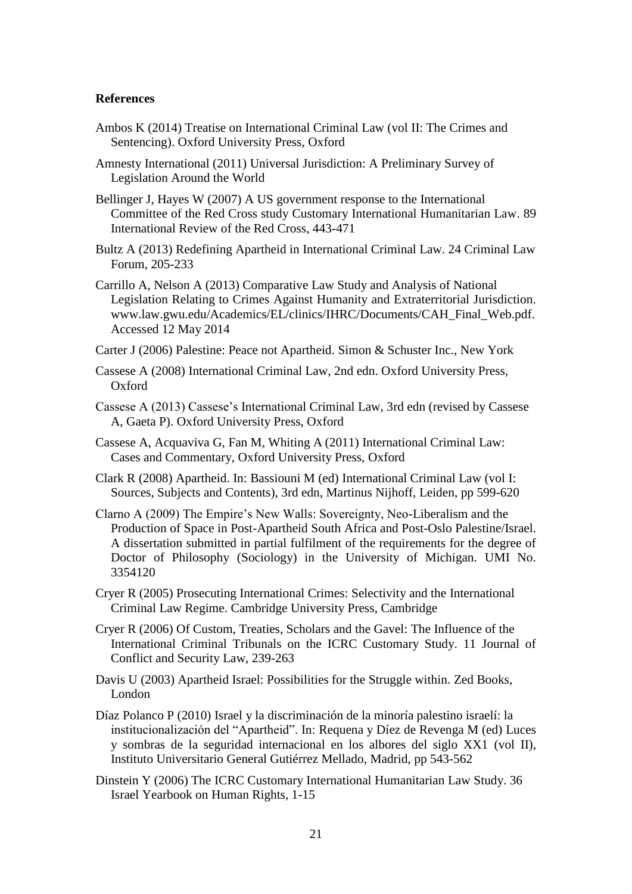**References**

Ambos K (2014) Treatise on International Criminal Law (vol II: The Crimes and Sentencing). Oxford University Press, Oxford

Amnesty International (2011) Universal Jurisdiction: A Preliminary Survey of Legislation Around the World

Bellinger J, Hayes W (2007) A US government response to the International Committee of the Red Cross study Customary International Humanitarian Law. 89 International Review of the Red Cross, 443-471

Bultz A (2013) Redefining Apartheid in International Criminal Law. 24 Criminal Law Forum, 205-233

Carrillo A, Nelson A (2013) Comparative Law Study and Analysis of National Legislation Relating to Crimes Against Humanity and Extraterritorial Jurisdiction. www.law.gwu.edu/Academics/EL/clinics/IHRC/Documents/CAH_Final_Web.pdf. Accessed 12 May 2014

Carter J (2006) Palestine: Peace not Apartheid. Simon & Schuster Inc., New York

Cassese A (2008) International Criminal Law, 2nd edn. Oxford University Press, Oxford

Cassese A (2013) Cassese's International Criminal Law, 3rd edn (revised by Cassese A, Gaeta P). Oxford University Press, Oxford

Cassese A, Acquaviva G, Fan M, Whiting A (2011) International Criminal Law: Cases and Commentary, Oxford University Press, Oxford

Clark R (2008) Apartheid. In: Bassiouni M (ed) International Criminal Law (vol I: Sources, Subjects and Contents), 3rd edn, Martinus Nijhoff, Leiden, pp 599-620

Clarno A (2009) The Empire's New Walls: Sovereignty, Neo-Liberalism and the Production of Space in Post-Apartheid South Africa and Post-Oslo Palestine/Israel. A dissertation submitted in partial fulfilment of the requirements for the degree of Doctor of Philosophy (Sociology) in the University of Michigan. UMI No. 3354120

Cryer R (2005) Prosecuting International Crimes: Selectivity and the International Criminal Law Regime. Cambridge University Press, Cambridge

Cryer R (2006) Of Custom, Treaties, Scholars and the Gavel: The Influence of the International Criminal Tribunals on the ICRC Customary Study. 11 Journal of Conflict and Security Law, 239-263

Davis U (2003) Apartheid Israel: Possibilities for the Struggle within. Zed Books, London

Díaz Polanco P (2010) Israel y la discriminación de la minoría palestino israelí: la institucionalización del "Apartheid". In: Requena y Díez de Revenga M (ed) Luces y sombras de la seguridad internacional en los albores del siglo XX1 (vol II), Instituto Universitario General Gutiérrez Mellado, Madrid, pp 543-562

Dinstein Y (2006) The ICRC Customary International Humanitarian Law Study. 36 Israel Yearbook on Human Rights, 1-15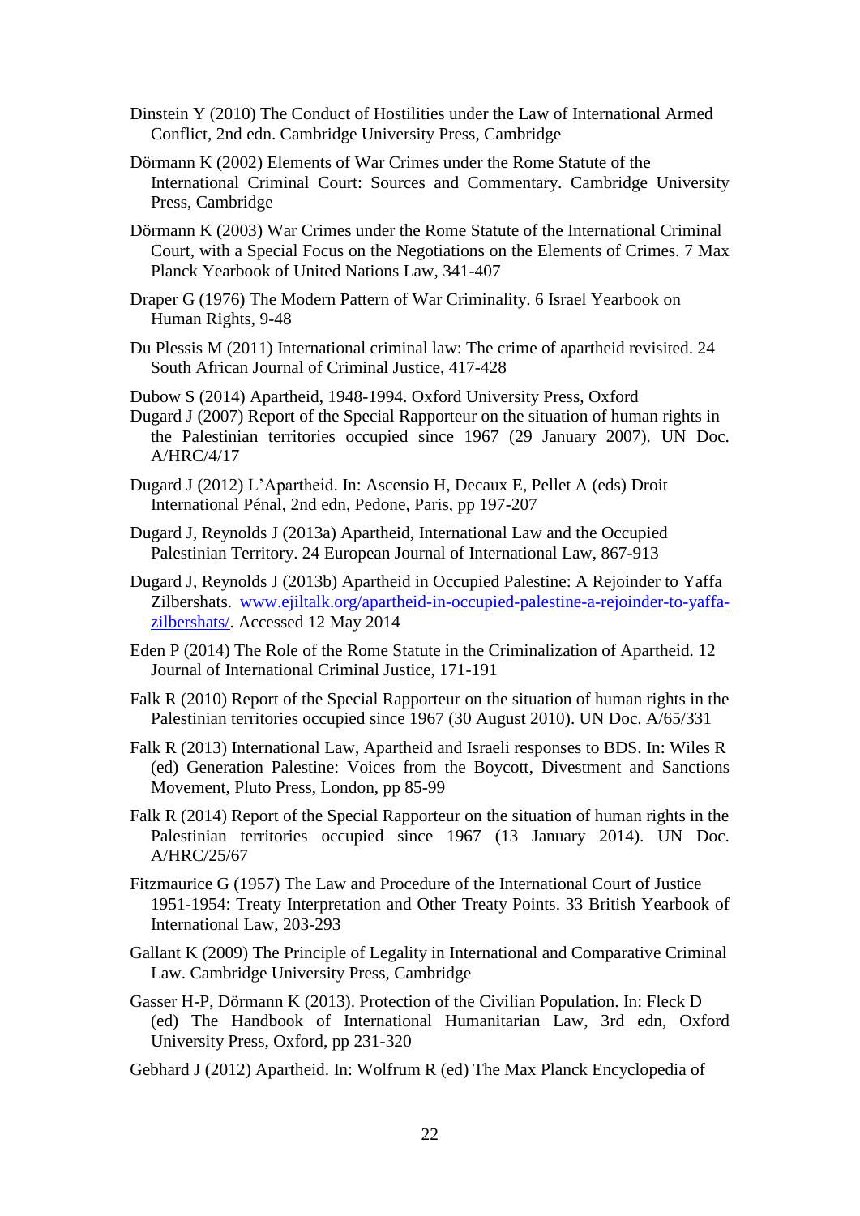Dinstein Y (2010) The Conduct of Hostilities under the Law of International Armed Conflict, 2nd edn. Cambridge University Press, Cambridge

Dörmann K (2002) Elements of War Crimes under the Rome Statute of the International Criminal Court: Sources and Commentary. Cambridge University Press, Cambridge

Dörmann K (2003) War Crimes under the Rome Statute of the International Criminal Court, with a Special Focus on the Negotiations on the Elements of Crimes. 7 Max Planck Yearbook of United Nations Law, 341-407

Draper G (1976) The Modern Pattern of War Criminality. 6 Israel Yearbook on Human Rights, 9-48

Du Plessis M (2011) International criminal law: The crime of apartheid revisited. 24 South African Journal of Criminal Justice, 417-428

Dubow S (2014) Apartheid, 1948-1994. Oxford University Press, Oxford

Dugard J (2007) Report of the Special Rapporteur on the situation of human rights in the Palestinian territories occupied since 1967 (29 January 2007). UN Doc. A/HRC/4/17

Dugard J (2012) L'Apartheid. In: Ascensio H, Decaux E, Pellet A (eds) Droit International Pénal, 2nd edn, Pedone, Paris, pp 197-207

Dugard J, Reynolds J (2013a) Apartheid, International Law and the Occupied Palestinian Territory. 24 European Journal of International Law, 867-913

Dugard J, Reynolds J (2013b) Apartheid in Occupied Palestine: A Rejoinder to Yaffa Zilbershats. [www.ejiltalk.org/apartheid-in-occupied-palestine-a-rejoinder-to-yaffa-zilbershats/](www.ejiltalk.org/apartheid-in-occupied-palestine-a-rejoinder-to-yaffa-zilbershats/). Accessed 12 May 2014

Eden P (2014) The Role of the Rome Statute in the Criminalization of Apartheid. 12 Journal of International Criminal Justice, 171-191

Falk R (2010) Report of the Special Rapporteur on the situation of human rights in the Palestinian territories occupied since 1967 (30 August 2010). UN Doc. A/65/331

Falk R (2013) International Law, Apartheid and Israeli responses to BDS. In: Wiles R (ed) Generation Palestine: Voices from the Boycott, Divestment and Sanctions Movement, Pluto Press, London, pp 85-99

Falk R (2014) Report of the Special Rapporteur on the situation of human rights in the Palestinian territories occupied since 1967 (13 January 2014). UN Doc. A/HRC/25/67

Fitzmaurice G (1957) The Law and Procedure of the International Court of Justice 1951-1954: Treaty Interpretation and Other Treaty Points. 33 British Yearbook of International Law, 203-293

Gallant K (2009) The Principle of Legality in International and Comparative Criminal Law. Cambridge University Press, Cambridge

Gasser H-P, Dörmann K (2013). Protection of the Civilian Population. In: Fleck D (ed) The Handbook of International Humanitarian Law, 3rd edn, Oxford University Press, Oxford, pp 231-320

Gebhard J (2012) Apartheid. In: Wolfrum R (ed) The Max Planck Encyclopedia of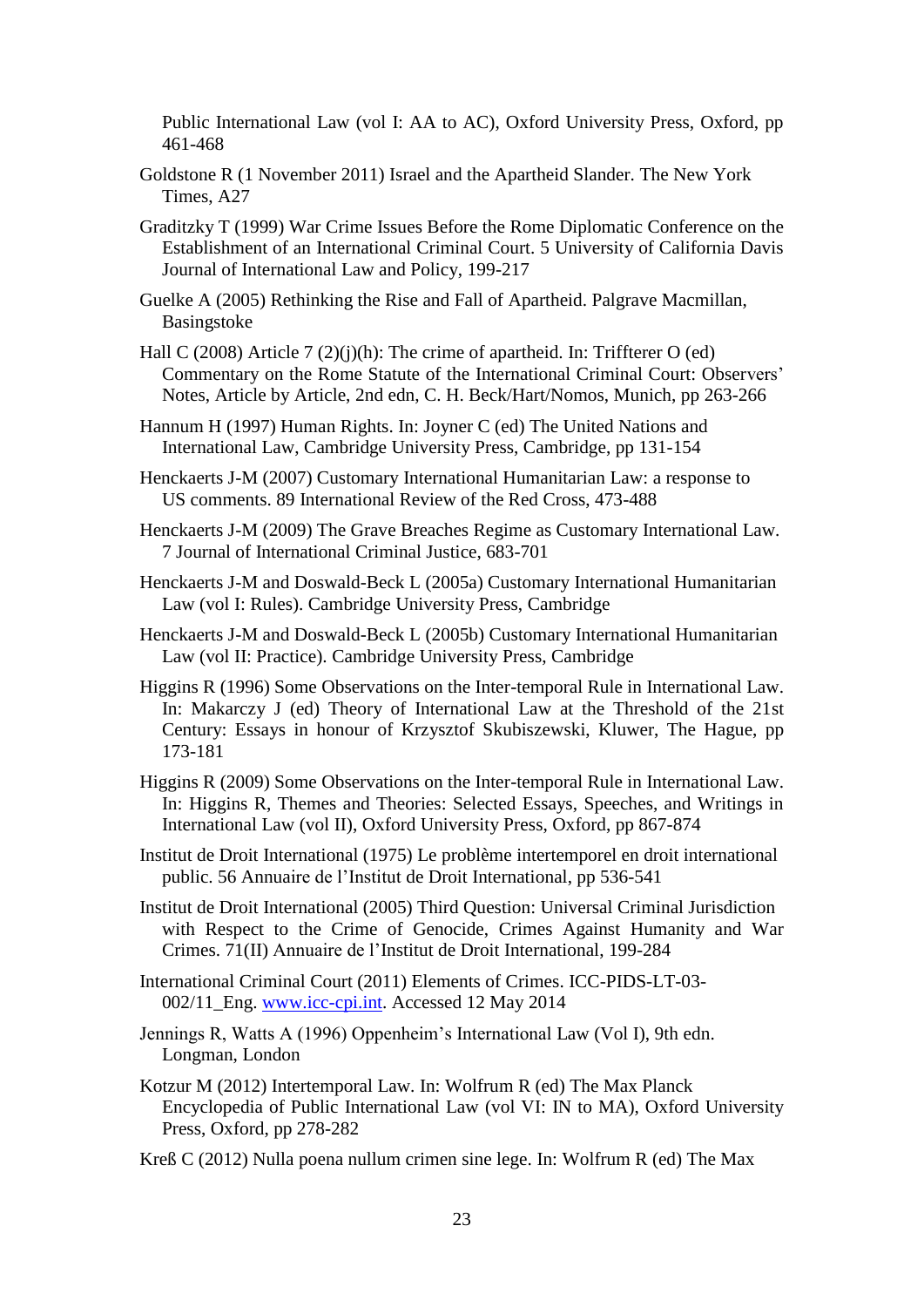Public International Law (vol I: AA to AC), Oxford University Press, Oxford, pp 461-468

Goldstone R (1 November 2011) Israel and the Apartheid Slander. The New York Times, A27

Graditzky T (1999) War Crime Issues Before the Rome Diplomatic Conference on the Establishment of an International Criminal Court. 5 University of California Davis Journal of International Law and Policy, 199-217

Guelke A (2005) Rethinking the Rise and Fall of Apartheid. Palgrave Macmillan, Basingstoke

Hall C (2008) Article 7 (2)(j)(h): The crime of apartheid. In: Triffterer O (ed) Commentary on the Rome Statute of the International Criminal Court: Observers' Notes, Article by Article, 2nd edn, C. H. Beck/Hart/Nomos, Munich, pp 263-266

Hannum H (1997) Human Rights. In: Joyner C (ed) The United Nations and International Law, Cambridge University Press, Cambridge, pp 131-154

Henckaerts J-M (2007) Customary International Humanitarian Law: a response to US comments. 89 International Review of the Red Cross, 473-488

Henckaerts J-M (2009) The Grave Breaches Regime as Customary International Law. 7 Journal of International Criminal Justice, 683-701

Henckaerts J-M and Doswald-Beck L (2005a) Customary International Humanitarian Law (vol I: Rules). Cambridge University Press, Cambridge

Henckaerts J-M and Doswald-Beck L (2005b) Customary International Humanitarian Law (vol II: Practice). Cambridge University Press, Cambridge

Higgins R (1996) Some Observations on the Inter-temporal Rule in International Law. In: Makarczy J (ed) Theory of International Law at the Threshold of the 21st Century: Essays in honour of Krzysztof Skubiszewski, Kluwer, The Hague, pp 173-181

Higgins R (2009) Some Observations on the Inter-temporal Rule in International Law. In: Higgins R, Themes and Theories: Selected Essays, Speeches, and Writings in International Law (vol II), Oxford University Press, Oxford, pp 867-874

Institut de Droit International (1975) Le problème intertemporel en droit international public. 56 Annuaire de l'Institut de Droit International, pp 536-541

Institut de Droit International (2005) Third Question: Universal Criminal Jurisdiction with Respect to the Crime of Genocide, Crimes Against Humanity and War Crimes. 71(II) Annuaire de l'Institut de Droit International, 199-284

International Criminal Court (2011) Elements of Crimes. ICC-PIDS-LT-03-002/11_Eng. www.icc-cpi.int. Accessed 12 May 2014

Jennings R, Watts A (1996) Oppenheim's International Law (Vol I), 9th edn. Longman, London

Kotzur M (2012) Intertemporal Law. In: Wolfrum R (ed) The Max Planck Encyclopedia of Public International Law (vol VI: IN to MA), Oxford University Press, Oxford, pp 278-282

Kreß C (2012) Nulla poena nullum crimen sine lege. In: Wolfrum R (ed) The Max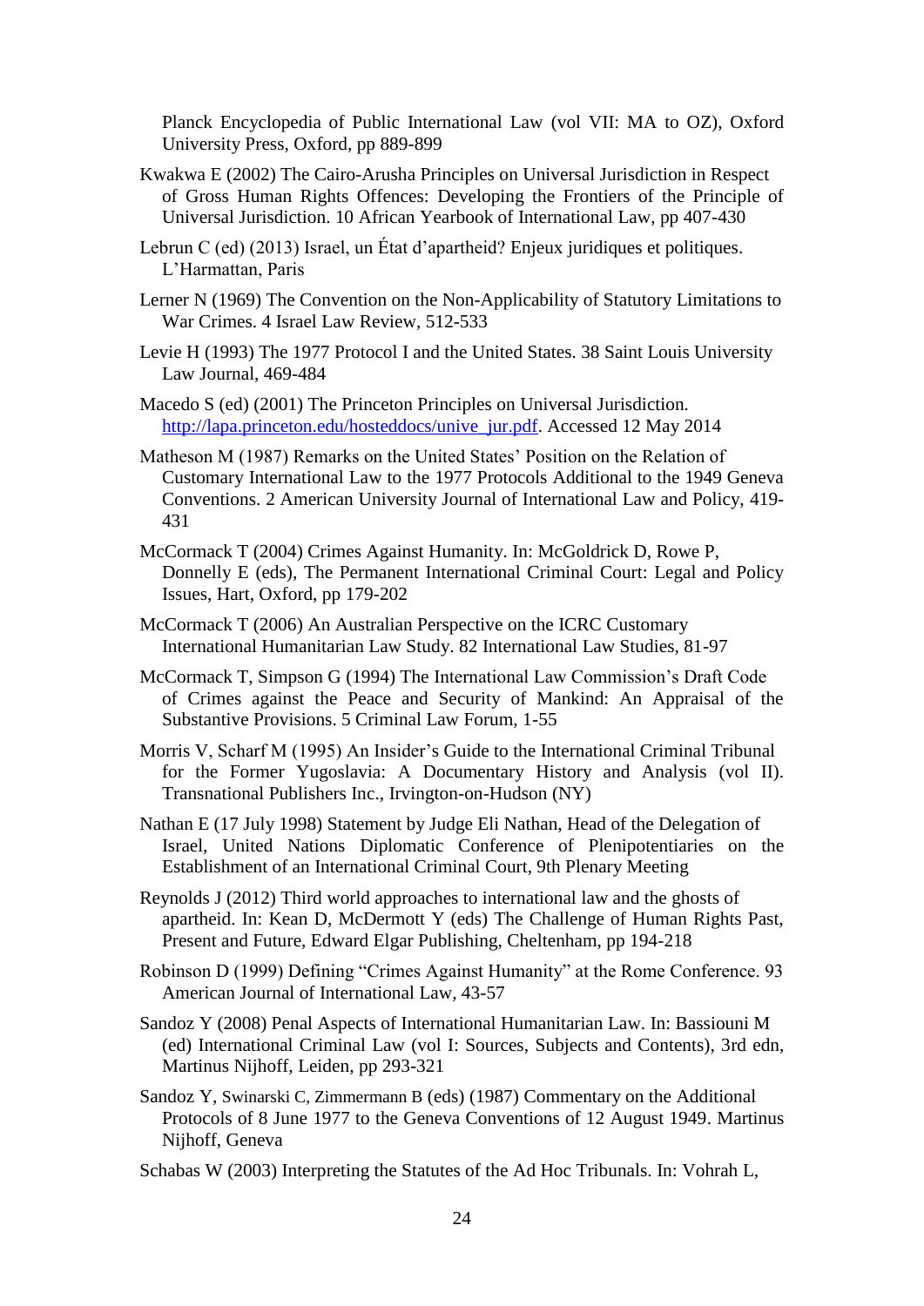Planck Encyclopedia of Public International Law (vol VII: MA to OZ), Oxford University Press, Oxford, pp 889-899

Kwakwa E (2002) The Cairo-Arusha Principles on Universal Jurisdiction in Respect of Gross Human Rights Offences: Developing the Frontiers of the Principle of Universal Jurisdiction. 10 African Yearbook of International Law, pp 407-430

Lebrun C (ed) (2013) Israel, un État d'apartheid? Enjeux juridiques et politiques. L'Harmattan, Paris

Lerner N (1969) The Convention on the Non-Applicability of Statutory Limitations to War Crimes. 4 Israel Law Review, 512-533

Levie H (1993) The 1977 Protocol I and the United States. 38 Saint Louis University Law Journal, 469-484

Macedo S (ed) (2001) The Princeton Principles on Universal Jurisdiction. http://lapa.princeton.edu/hosteddocs/unive_jur.pdf. Accessed 12 May 2014

Matheson M (1987) Remarks on the United States' Position on the Relation of Customary International Law to the 1977 Protocols Additional to the 1949 Geneva Conventions. 2 American University Journal of International Law and Policy, 419-431

McCormack T (2004) Crimes Against Humanity. In: McGoldrick D, Rowe P, Donnelly E (eds), The Permanent International Criminal Court: Legal and Policy Issues, Hart, Oxford, pp 179-202

McCormack T (2006) An Australian Perspective on the ICRC Customary International Humanitarian Law Study. 82 International Law Studies, 81-97

McCormack T, Simpson G (1994) The International Law Commission's Draft Code of Crimes against the Peace and Security of Mankind: An Appraisal of the Substantive Provisions. 5 Criminal Law Forum, 1-55

Morris V, Scharf M (1995) An Insider's Guide to the International Criminal Tribunal for the Former Yugoslavia: A Documentary History and Analysis (vol II). Transnational Publishers Inc., Irvington-on-Hudson (NY)

Nathan E (17 July 1998) Statement by Judge Eli Nathan, Head of the Delegation of Israel, United Nations Diplomatic Conference of Plenipotentiaries on the Establishment of an International Criminal Court, 9th Plenary Meeting

Reynolds J (2012) Third world approaches to international law and the ghosts of apartheid. In: Kean D, McDermott Y (eds) The Challenge of Human Rights Past, Present and Future, Edward Elgar Publishing, Cheltenham, pp 194-218

Robinson D (1999) Defining "Crimes Against Humanity" at the Rome Conference. 93 American Journal of International Law, 43-57

Sandoz Y (2008) Penal Aspects of International Humanitarian Law. In: Bassiouni M (ed) International Criminal Law (vol I: Sources, Subjects and Contents), 3rd edn, Martinus Nijhoff, Leiden, pp 293-321

Sandoz Y, Swinarski C, Zimmermann B (eds) (1987) Commentary on the Additional Protocols of 8 June 1977 to the Geneva Conventions of 12 August 1949. Martinus Nijhoff, Geneva

Schabas W (2003) Interpreting the Statutes of the Ad Hoc Tribunals. In: Vohrah L,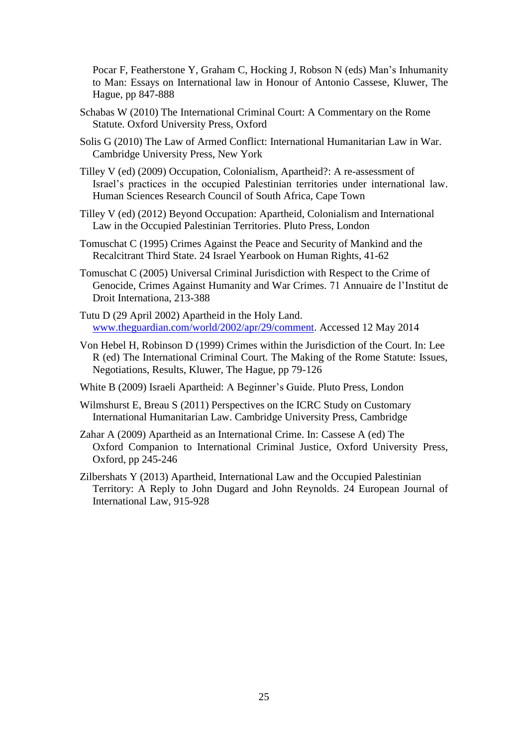Pocar F, Featherstone Y, Graham C, Hocking J, Robson N (eds) Man's Inhumanity to Man: Essays on International law in Honour of Antonio Cassese, Kluwer, The Hague, pp 847-888

Schabas W (2010) The International Criminal Court: A Commentary on the Rome Statute. Oxford University Press, Oxford

Solis G (2010) The Law of Armed Conflict: International Humanitarian Law in War. Cambridge University Press, New York

Tilley V (ed) (2009) Occupation, Colonialism, Apartheid?: A re-assessment of Israel's practices in the occupied Palestinian territories under international law. Human Sciences Research Council of South Africa, Cape Town

Tilley V (ed) (2012) Beyond Occupation: Apartheid, Colonialism and International Law in the Occupied Palestinian Territories. Pluto Press, London

Tomuschat C (1995) Crimes Against the Peace and Security of Mankind and the Recalcitrant Third State. 24 Israel Yearbook on Human Rights, 41-62

Tomuschat C (2005) Universal Criminal Jurisdiction with Respect to the Crime of Genocide, Crimes Against Humanity and War Crimes. 71 Annuaire de l'Institut de Droit Internationa, 213-388

Tutu D (29 April 2002) Apartheid in the Holy Land. www.theguardian.com/world/2002/apr/29/comment. Accessed 12 May 2014

Von Hebel H, Robinson D (1999) Crimes within the Jurisdiction of the Court. In: Lee R (ed) The International Criminal Court. The Making of the Rome Statute: Issues, Negotiations, Results, Kluwer, The Hague, pp 79-126

White B (2009) Israeli Apartheid: A Beginner's Guide. Pluto Press, London

Wilmshurst E, Breau S (2011) Perspectives on the ICRC Study on Customary International Humanitarian Law. Cambridge University Press, Cambridge

Zahar A (2009) Apartheid as an International Crime. In: Cassese A (ed) The Oxford Companion to International Criminal Justice, Oxford University Press, Oxford, pp 245-246

Zilbershats Y (2013) Apartheid, International Law and the Occupied Palestinian Territory: A Reply to John Dugard and John Reynolds. 24 European Journal of International Law, 915-928